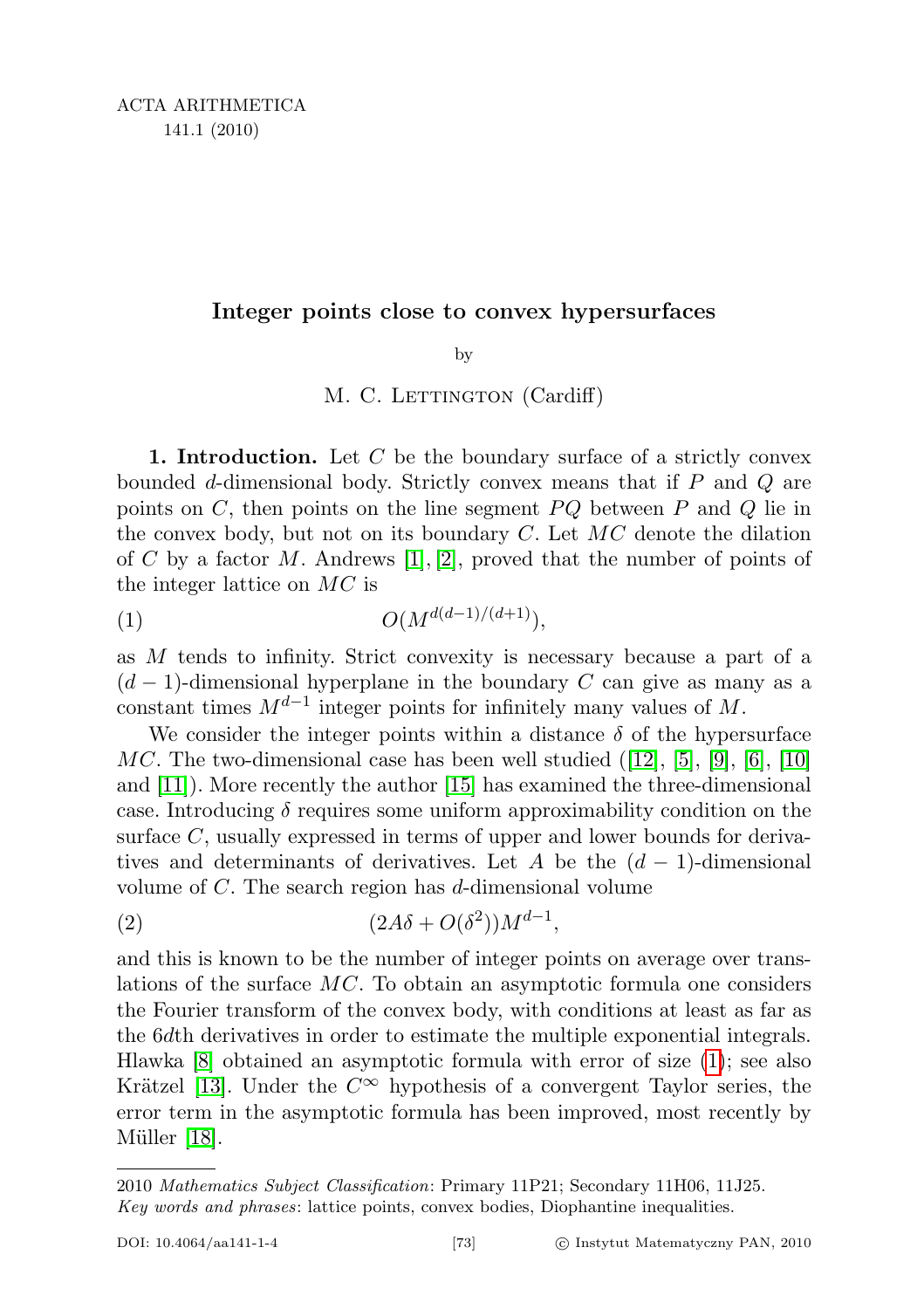# Integer points close to convex hypersurfaces

by

M. C. Lettington (Cardiff)

**1. Introduction.** Let $C$ be the boundary surface of a strictly convex bounded $d$-dimensional body. Strictly convex means that if $P$ and $Q$ are points on $C$, then points on the line segment $PQ$ between $P$ and $Q$ lie in the convex body, but not on its boundary $C$. Let $MC$ denote the dilation of $C$ by a factor $M$. Andrews [1], [2], proved that the number of points of the integer lattice on $MC$ is

$$(1) \qquad O(M^{d(d-1)/(d+1)}),$$

as $M$ tends to infinity. Strict convexity is necessary because a part of a $(d-1)$-dimensional hyperplane in the boundary $C$ can give as many as a constant times $M^{d-1}$ integer points for infinitely many values of $M$.

We consider the integer points within a distance $\delta$ of the hypersurface $MC$. The two-dimensional case has been well studied ([12], [5], [9], [6], [10] and [11]). More recently the author [15] has examined the three-dimensional case. Introducing $\delta$ requires some uniform approximability condition on the surface $C$, usually expressed in terms of upper and lower bounds for derivatives and determinants of derivatives. Let $A$ be the $(d-1)$-dimensional volume of $C$. The search region has $d$-dimensional volume

$$(2) \qquad (2A\delta + O(\delta^2))M^{d-1},$$

and this is known to be the number of integer points on average over translations of the surface $MC$. To obtain an asymptotic formula one considers the Fourier transform of the convex body, with conditions at least as far as the $6d$th derivatives in order to estimate the multiple exponential integrals. Hlawka [8] obtained an asymptotic formula with error of size (1); see also Krätzel [13]. Under the $C^\infty$ hypothesis of a convergent Taylor series, the error term in the asymptotic formula has been improved, most recently by Müller [18].

2010 *Mathematics Subject Classification*: Primary 11P21; Secondary 11H06, 11J25.
*Key words and phrases*: lattice points, convex bodies, Diophantine inequalities.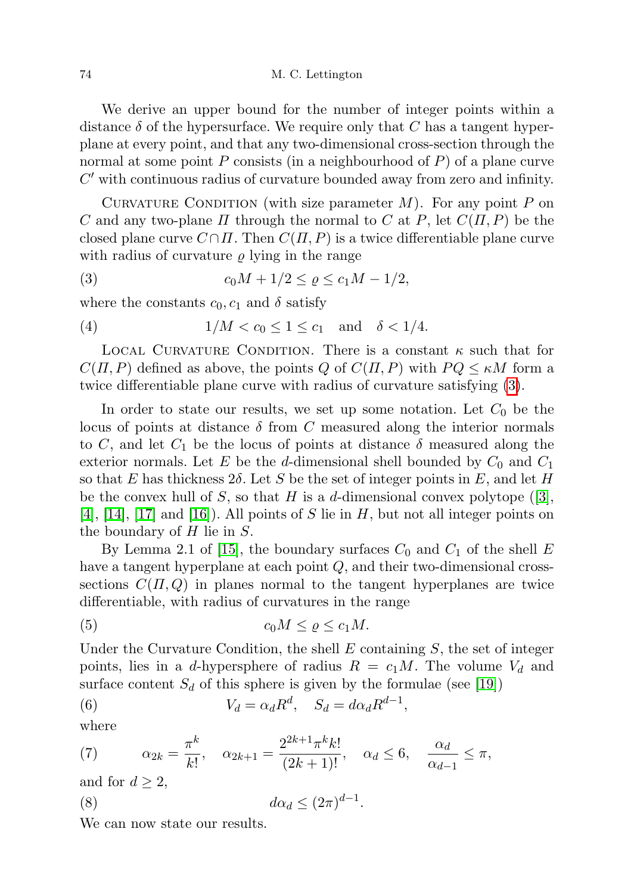We derive an upper bound for the number of integer points within a distance $\delta$ of the hypersurface. We require only that $C$ has a tangent hyperplane at every point, and that any two-dimensional cross-section through the normal at some point $P$ consists (in a neighbourhood of $P$) of a plane curve $C'$ with continuous radius of curvature bounded away from zero and infinity.

Curvature Condition (with size parameter $M$). For any point $P$ on $C$ and any two-plane $\Pi$ through the normal to $C$ at $P$, let $C(\Pi, P)$ be the closed plane curve $C \cap \Pi$. Then $C(\Pi, P)$ is a twice differentiable plane curve with radius of curvature $\varrho$ lying in the range

$$c_0 M + 1/2 \le \varrho \le c_1 M - 1/2, \tag{3}$$

where the constants $c_0, c_1$ and $\delta$ satisfy

$$1/M < c_0 \le 1 \le c_1 \quad \text{and} \quad \delta < 1/4. \tag{4}$$

Local Curvature Condition. There is a constant $\kappa$ such that for $C(\Pi, P)$ defined as above, the points $Q$ of $C(\Pi, P)$ with $PQ \le \kappa M$ form a twice differentiable plane curve with radius of curvature satisfying (3).

In order to state our results, we set up some notation. Let $C_0$ be the locus of points at distance $\delta$ from $C$ measured along the interior normals to $C$, and let $C_1$ be the locus of points at distance $\delta$ measured along the exterior normals. Let $E$ be the $d$-dimensional shell bounded by $C_0$ and $C_1$ so that $E$ has thickness $2\delta$. Let $S$ be the set of integer points in $E$, and let $H$ be the convex hull of $S$, so that $H$ is a $d$-dimensional convex polytope ([3], [4], [14], [17] and [16]). All points of $S$ lie in $H$, but not all integer points on the boundary of $H$ lie in $S$.

By Lemma 2.1 of [15], the boundary surfaces $C_0$ and $C_1$ of the shell $E$ have a tangent hyperplane at each point $Q$, and their two-dimensional cross-sections $C(\Pi, Q)$ in planes normal to the tangent hyperplanes are twice differentiable, with radius of curvatures in the range

$$c_0 M \le \varrho \le c_1 M. \tag{5}$$

Under the Curvature Condition, the shell $E$ containing $S$, the set of integer points, lies in a $d$-hypersphere of radius $R = c_1 M$. The volume $V_d$ and surface content $S_d$ of this sphere is given by the formulae (see [19])

$$V_d = \alpha_d R^d, \quad S_d = d\alpha_d R^{d-1}, \tag{6}$$

where

$$\alpha_{2k} = \frac{\pi^k}{k!}, \quad \alpha_{2k+1} = \frac{2^{2k+1}\pi^k k!}{(2k+1)!}, \quad \alpha_d \le 6, \quad \frac{\alpha_d}{\alpha_{d-1}} \le \pi, \tag{7}$$

and for $d \ge 2$,

$$d\alpha_d \le (2\pi)^{d-1}. \tag{8}$$

We can now state our results.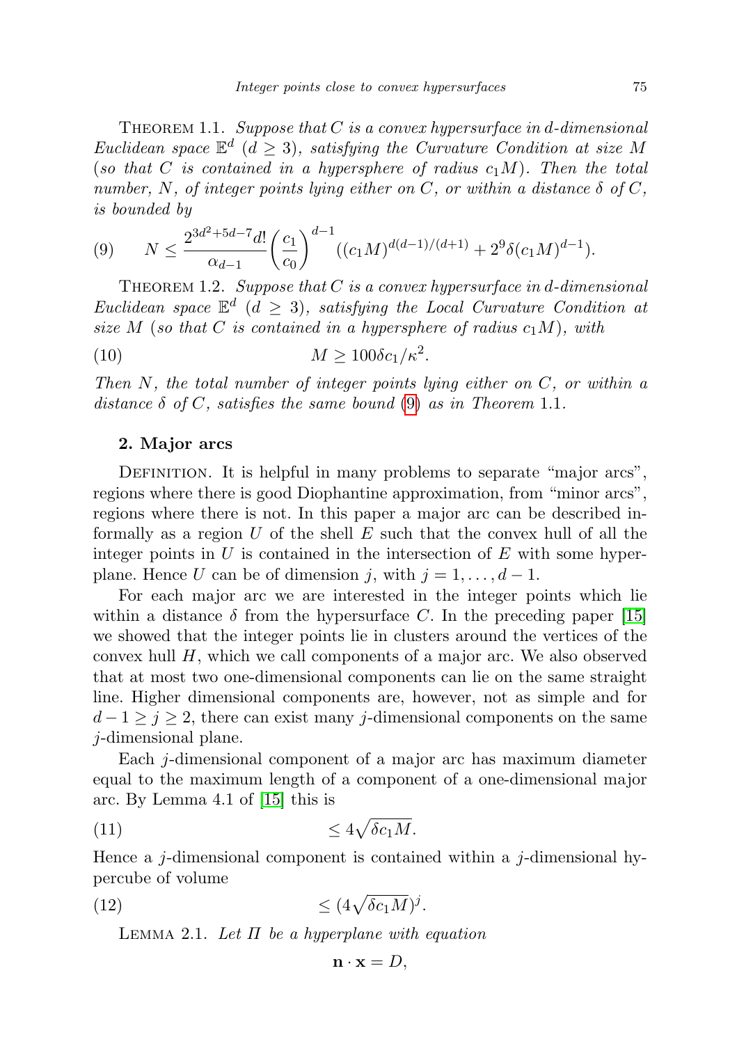THEOREM 1.1. *Suppose that $C$ is a convex hypersurface in $d$-dimensional Euclidean space $\mathbb{E}^d$ $(d \geq 3)$, satisfying the Curvature Condition at size $M$ (so that $C$ is contained in a hypersphere of radius $c_1 M$). Then the total number, $N$, of integer points lying either on $C$, or within a distance $\delta$ of $C$, is bounded by*

$$N \leq \frac{2^{3d^2+5d-7} d!}{\alpha_{d-1}} \left(\frac{c_1}{c_0}\right)^{d-1} ((c_1 M)^{d(d-1)/(d+1)} + 2^9 \delta (c_1 M)^{d-1}). \tag{9}$$

THEOREM 1.2. *Suppose that $C$ is a convex hypersurface in $d$-dimensional Euclidean space $\mathbb{E}^d$ $(d \geq 3)$, satisfying the Local Curvature Condition at size $M$ (so that $C$ is contained in a hypersphere of radius $c_1 M$), with*

$$M \geq 100 \delta c_1 / \kappa^2. \tag{10}$$

*Then $N$, the total number of integer points lying either on $C$, or within a distance $\delta$ of $C$, satisfies the same bound (9) as in Theorem 1.1.*

## 2. Major arcs

DEFINITION. It is helpful in many problems to separate "major arcs", regions where there is good Diophantine approximation, from "minor arcs", regions where there is not. In this paper a major arc can be described informally as a region $U$ of the shell $E$ such that the convex hull of all the integer points in $U$ is contained in the intersection of $E$ with some hyperplane. Hence $U$ can be of dimension $j$, with $j = 1, \ldots, d-1$.

For each major arc we are interested in the integer points which lie within a distance $\delta$ from the hypersurface $C$. In the preceding paper [15] we showed that the integer points lie in clusters around the vertices of the convex hull $H$, which we call components of a major arc. We also observed that at most two one-dimensional components can lie on the same straight line. Higher dimensional components are, however, not as simple and for $d-1 \geq j \geq 2$, there can exist many $j$-dimensional components on the same $j$-dimensional plane.

Each $j$-dimensional component of a major arc has maximum diameter equal to the maximum length of a component of a one-dimensional major arc. By Lemma 4.1 of [15] this is

$$\leq 4\sqrt{\delta c_1 M}. \tag{11}$$

Hence a $j$-dimensional component is contained within a $j$-dimensional hypercube of volume

$$\leq (4\sqrt{\delta c_1 M})^j. \tag{12}$$

LEMMA 2.1. *Let $\Pi$ be a hyperplane with equation*

$$\mathbf{n} \cdot \mathbf{x} = D,$$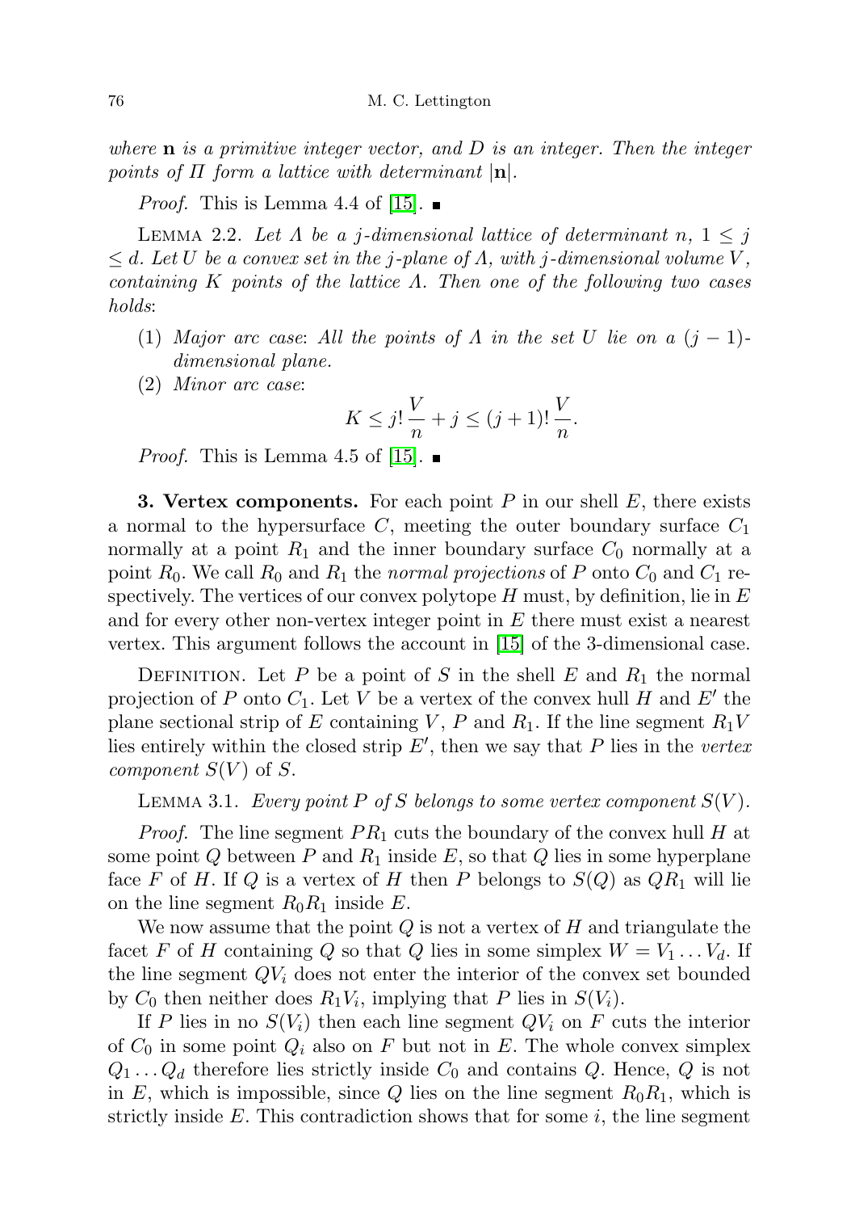*where* $\mathbf{n}$ *is a primitive integer vector, and* $D$ *is an integer. Then the integer points of* $\Pi$ *form a lattice with determinant* $|\mathbf{n}|$.

*Proof.* This is Lemma 4.4 of [15]. ∎

LEMMA 2.2. *Let* $\Lambda$ *be a* $j$*-dimensional lattice of determinant* $n$, $1 \leq j \leq d$. *Let* $U$ *be a convex set in the* $j$*-plane of* $\Lambda$, *with* $j$*-dimensional volume* $V$, *containing* $K$ *points of the lattice* $\Lambda$. *Then one of the following two cases holds*:

(1) *Major arc case*: *All the points of* $\Lambda$ *in the set* $U$ *lie on a* $(j-1)$*-dimensional plane.*
(2) *Minor arc case*:

$$K \leq j!\,\frac{V}{n} + j \leq (j+1)!\,\frac{V}{n}.$$

*Proof.* This is Lemma 4.5 of [15]. ∎

**3. Vertex components.** For each point $P$ in our shell $E$, there exists a normal to the hypersurface $C$, meeting the outer boundary surface $C_1$ normally at a point $R_1$ and the inner boundary surface $C_0$ normally at a point $R_0$. We call $R_0$ and $R_1$ the *normal projections* of $P$ onto $C_0$ and $C_1$ respectively. The vertices of our convex polytope $H$ must, by definition, lie in $E$ and for every other non-vertex integer point in $E$ there must exist a nearest vertex. This argument follows the account in [15] of the 3-dimensional case.

DEFINITION. Let $P$ be a point of $S$ in the shell $E$ and $R_1$ the normal projection of $P$ onto $C_1$. Let $V$ be a vertex of the convex hull $H$ and $E'$ the plane sectional strip of $E$ containing $V$, $P$ and $R_1$. If the line segment $R_1V$ lies entirely within the closed strip $E'$, then we say that $P$ lies in the *vertex component* $S(V)$ of $S$.

LEMMA 3.1. *Every point* $P$ *of* $S$ *belongs to some vertex component* $S(V)$.

*Proof.* The line segment $PR_1$ cuts the boundary of the convex hull $H$ at some point $Q$ between $P$ and $R_1$ inside $E$, so that $Q$ lies in some hyperplane face $F$ of $H$. If $Q$ is a vertex of $H$ then $P$ belongs to $S(Q)$ as $QR_1$ will lie on the line segment $R_0R_1$ inside $E$.

We now assume that the point $Q$ is not a vertex of $H$ and triangulate the facet $F$ of $H$ containing $Q$ so that $Q$ lies in some simplex $W = V_1 \ldots V_d$. If the line segment $QV_i$ does not enter the interior of the convex set bounded by $C_0$ then neither does $R_1V_i$, implying that $P$ lies in $S(V_i)$.

If $P$ lies in no $S(V_i)$ then each line segment $QV_i$ on $F$ cuts the interior of $C_0$ in some point $Q_i$ also on $F$ but not in $E$. The whole convex simplex $Q_1 \ldots Q_d$ therefore lies strictly inside $C_0$ and contains $Q$. Hence, $Q$ is not in $E$, which is impossible, since $Q$ lies on the line segment $R_0R_1$, which is strictly inside $E$. This contradiction shows that for some $i$, the line segment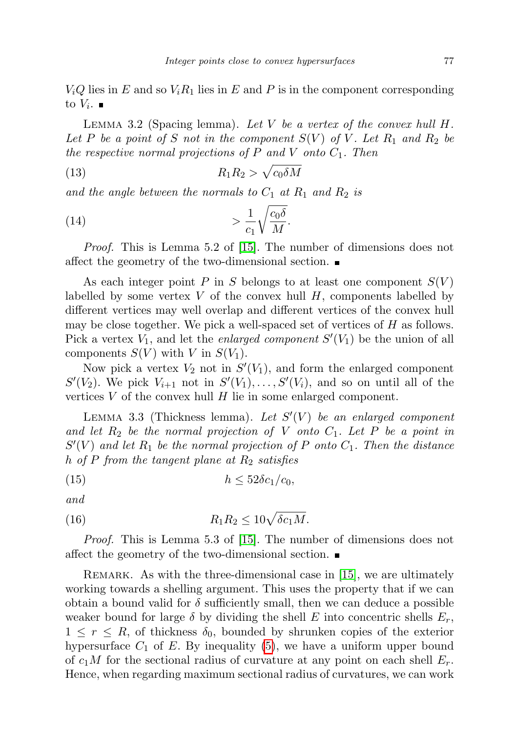$V_iQ$ lies in $E$ and so $V_iR_1$ lies in $E$ and $P$ is in the component corresponding to $V_i$. ∎

LEMMA 3.2 (Spacing lemma). *Let $V$ be a vertex of the convex hull $H$. Let $P$ be a point of $S$ not in the component $S(V)$ of $V$. Let $R_1$ and $R_2$ be the respective normal projections of $P$ and $V$ onto $C_1$. Then*

$$R_1R_2 > \sqrt{c_0 \delta M} \tag{13}$$

*and the angle between the normals to $C_1$ at $R_1$ and $R_2$ is*

$$> \frac{1}{c_1}\sqrt{\frac{c_0\delta}{M}}. \tag{14}$$

*Proof.* This is Lemma 5.2 of [15]. The number of dimensions does not affect the geometry of the two-dimensional section. ∎

As each integer point $P$ in $S$ belongs to at least one component $S(V)$ labelled by some vertex $V$ of the convex hull $H$, components labelled by different vertices may well overlap and different vertices of the convex hull may be close together. We pick a well-spaced set of vertices of $H$ as follows. Pick a vertex $V_1$, and let the *enlarged component* $S'(V_1)$ be the union of all components $S(V)$ with $V$ in $S(V_1)$.

Now pick a vertex $V_2$ not in $S'(V_1)$, and form the enlarged component $S'(V_2)$. We pick $V_{i+1}$ not in $S'(V_1), \dots, S'(V_i)$, and so on until all of the vertices $V$ of the convex hull $H$ lie in some enlarged component.

LEMMA 3.3 (Thickness lemma). *Let $S'(V)$ be an enlarged component and let $R_2$ be the normal projection of $V$ onto $C_1$. Let $P$ be a point in $S'(V)$ and let $R_1$ be the normal projection of $P$ onto $C_1$. Then the distance $h$ of $P$ from the tangent plane at $R_2$ satisfies*

$$h \le 52\delta c_1/c_0, \tag{15}$$

*and*

$$R_1R_2 \le 10\sqrt{\delta c_1 M}. \tag{16}$$

*Proof.* This is Lemma 5.3 of [15]. The number of dimensions does not affect the geometry of the two-dimensional section. ∎

REMARK. As with the three-dimensional case in [15], we are ultimately working towards a shelling argument. This uses the property that if we can obtain a bound valid for $\delta$ sufficiently small, then we can deduce a possible weaker bound for large $\delta$ by dividing the shell $E$ into concentric shells $E_r$, $1 \le r \le R$, of thickness $\delta_0$, bounded by shrunken copies of the exterior hypersurface $C_1$ of $E$. By inequality (5), we have a uniform upper bound of $c_1M$ for the sectional radius of curvature at any point on each shell $E_r$. Hence, when regarding maximum sectional radius of curvatures, we can work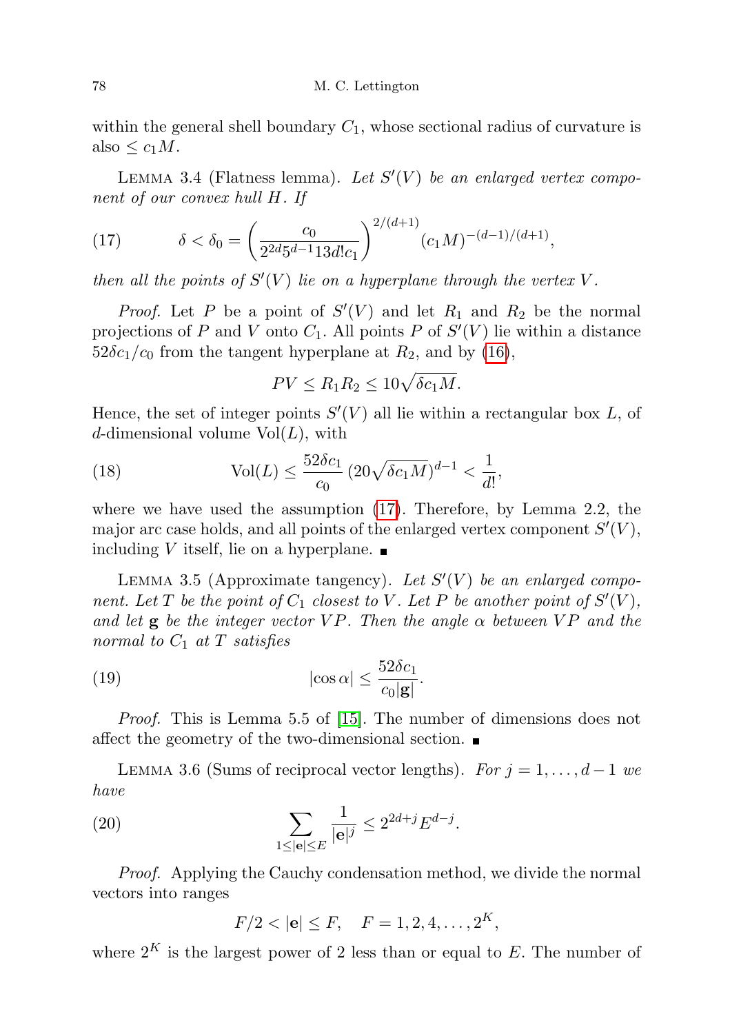within the general shell boundary $C_1$, whose sectional radius of curvature is also $\le c_1 M$.

LEMMA 3.4 (Flatness lemma). *Let $S'(V)$ be an enlarged vertex component of our convex hull $H$. If*

$$\delta < \delta_0 = \left(\frac{c_0}{2^{2d}5^{d-1}13d!c_1}\right)^{2/(d+1)} (c_1 M)^{-(d-1)/(d+1)}, \tag{17}$$

*then all the points of $S'(V)$ lie on a hyperplane through the vertex $V$.*

*Proof.* Let $P$ be a point of $S'(V)$ and let $R_1$ and $R_2$ be the normal projections of $P$ and $V$ onto $C_1$. All points $P$ of $S'(V)$ lie within a distance $52\delta c_1/c_0$ from the tangent hyperplane at $R_2$, and by (16),

$$PV \le R_1 R_2 \le 10\sqrt{\delta c_1 M}.$$

Hence, the set of integer points $S'(V)$ all lie within a rectangular box $L$, of $d$-dimensional volume $\mathrm{Vol}(L)$, with

$$\mathrm{Vol}(L) \le \frac{52\delta c_1}{c_0}\,(20\sqrt{\delta c_1 M})^{d-1} < \frac{1}{d!}, \tag{18}$$

where we have used the assumption (17). Therefore, by Lemma 2.2, the major arc case holds, and all points of the enlarged vertex component $S'(V)$, including $V$ itself, lie on a hyperplane. ∎

LEMMA 3.5 (Approximate tangency). *Let $S'(V)$ be an enlarged component. Let $T$ be the point of $C_1$ closest to $V$. Let $P$ be another point of $S'(V)$, and let $\mathbf{g}$ be the integer vector $VP$. Then the angle $\alpha$ between $VP$ and the normal to $C_1$ at $T$ satisfies*

$$|\cos\alpha| \le \frac{52\delta c_1}{c_0|\mathbf{g}|}. \tag{19}$$

*Proof.* This is Lemma 5.5 of [15]. The number of dimensions does not affect the geometry of the two-dimensional section. ∎

LEMMA 3.6 (Sums of reciprocal vector lengths). *For $j = 1, \dots, d-1$ we have*

$$\sum_{1\le|\mathbf{e}|\le E} \frac{1}{|\mathbf{e}|^j} \le 2^{2d+j} E^{d-j}. \tag{20}$$

*Proof.* Applying the Cauchy condensation method, we divide the normal vectors into ranges

$$F/2 < |\mathbf{e}| \le F, \quad F = 1, 2, 4, \dots, 2^K,$$

where $2^K$ is the largest power of 2 less than or equal to $E$. The number of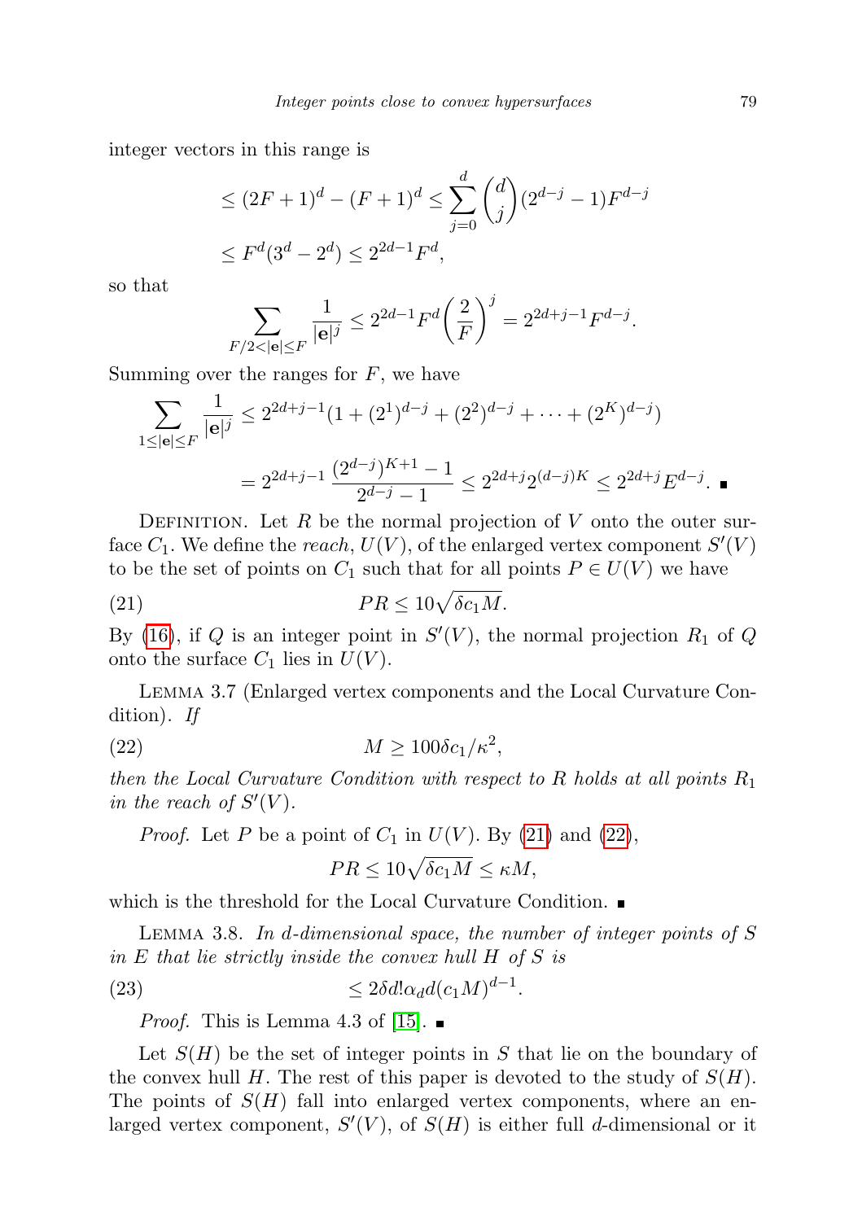integer vectors in this range is

$$\leq (2F+1)^d - (F+1)^d \leq \sum_{j=0}^{d} \binom{d}{j} (2^{d-j}-1) F^{d-j}$$
$$\leq F^d(3^d - 2^d) \leq 2^{2d-1} F^d,$$

so that

$$\sum_{F/2 < |\mathbf{e}| \leq F} \frac{1}{|\mathbf{e}|^j} \leq 2^{2d-1} F^d \left(\frac{2}{F}\right)^j = 2^{2d+j-1} F^{d-j}.$$

Summing over the ranges for $F$, we have

$$\sum_{1 \leq |\mathbf{e}| \leq F} \frac{1}{|\mathbf{e}|^j} \leq 2^{2d+j-1} (1 + (2^1)^{d-j} + (2^2)^{d-j} + \cdots + (2^K)^{d-j})$$
$$= 2^{2d+j-1} \, \frac{(2^{d-j})^{K+1} - 1}{2^{d-j} - 1} \leq 2^{2d+j} 2^{(d-j)K} \leq 2^{2d+j} E^{d-j}. \ \blacksquare$$

DEFINITION. Let $R$ be the normal projection of $V$ onto the outer surface $C_1$. We define the *reach*, $U(V)$, of the enlarged vertex component $S'(V)$ to be the set of points on $C_1$ such that for all points $P \in U(V)$ we have

$$PR \leq 10\sqrt{\delta c_1 M}. \tag{21}$$

By (16), if $Q$ is an integer point in $S'(V)$, the normal projection $R_1$ of $Q$ onto the surface $C_1$ lies in $U(V)$.

LEMMA 3.7 (Enlarged vertex components and the Local Curvature Condition). *If*

$$M \geq 100\delta c_1/\kappa^2, \tag{22}$$

*then the Local Curvature Condition with respect to $R$ holds at all points $R_1$ in the reach of $S'(V)$.*

*Proof.* Let $P$ be a point of $C_1$ in $U(V)$. By (21) and (22),

$$PR \leq 10\sqrt{\delta c_1 M} \leq \kappa M,$$

which is the threshold for the Local Curvature Condition. $\blacksquare$

LEMMA 3.8. *In $d$-dimensional space, the number of integer points of $S$ in $E$ that lie strictly inside the convex hull $H$ of $S$ is*

$$\leq 2\delta d! \alpha_d d (c_1 M)^{d-1}. \tag{23}$$

*Proof.* This is Lemma 4.3 of [15]. $\blacksquare$

Let $S(H)$ be the set of integer points in $S$ that lie on the boundary of the convex hull $H$. The rest of this paper is devoted to the study of $S(H)$. The points of $S(H)$ fall into enlarged vertex components, where an enlarged vertex component, $S'(V)$, of $S(H)$ is either full $d$-dimensional or it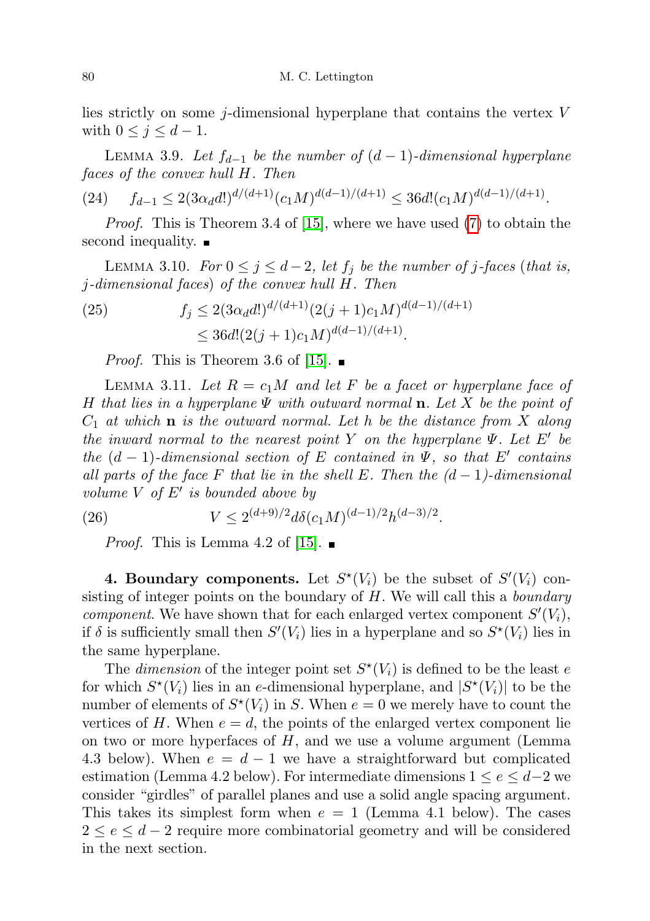lies strictly on some $j$-dimensional hyperplane that contains the vertex $V$ with $0 \le j \le d-1$.

Lemma 3.9. *Let $f_{d-1}$ be the number of $(d-1)$-dimensional hyperplane faces of the convex hull $H$. Then*

$$f_{d-1} \le 2(3\alpha_d d!)^{d/(d+1)}(c_1 M)^{d(d-1)/(d+1)} \le 36 d!(c_1 M)^{d(d-1)/(d+1)}. \tag{24}$$

*Proof.* This is Theorem 3.4 of [15], where we have used (7) to obtain the second inequality. ■

Lemma 3.10. *For $0 \le j \le d-2$, let $f_j$ be the number of $j$-faces (that is, $j$-dimensional faces) of the convex hull $H$. Then*

$$\begin{aligned} f_j &\le 2(3\alpha_d d!)^{d/(d+1)}(2(j+1)c_1 M)^{d(d-1)/(d+1)} \\ &\le 36 d!(2(j+1)c_1 M)^{d(d-1)/(d+1)}. \end{aligned} \tag{25}$$

*Proof.* This is Theorem 3.6 of [15]. ■

Lemma 3.11. *Let $R = c_1 M$ and let $F$ be a facet or hyperplane face of $H$ that lies in a hyperplane $\Psi$ with outward normal $\mathbf{n}$. Let $X$ be the point of $C_1$ at which $\mathbf{n}$ is the outward normal. Let $h$ be the distance from $X$ along the inward normal to the nearest point $Y$ on the hyperplane $\Psi$. Let $E'$ be the $(d-1)$-dimensional section of $E$ contained in $\Psi$, so that $E'$ contains all parts of the face $F$ that lie in the shell $E$. Then the $(d-1)$-dimensional volume $V$ of $E'$ is bounded above by*

$$V \le 2^{(d+9)/2} d\delta (c_1 M)^{(d-1)/2} h^{(d-3)/2}. \tag{26}$$

*Proof.* This is Lemma 4.2 of [15]. ■

**4. Boundary components.** Let $S^\star(V_i)$ be the subset of $S'(V_i)$ consisting of integer points on the boundary of $H$. We will call this a *boundary component*. We have shown that for each enlarged vertex component $S'(V_i)$, if $\delta$ is sufficiently small then $S'(V_i)$ lies in a hyperplane and so $S^\star(V_i)$ lies in the same hyperplane.

The *dimension* of the integer point set $S^\star(V_i)$ is defined to be the least $e$ for which $S^\star(V_i)$ lies in an $e$-dimensional hyperplane, and $|S^\star(V_i)|$ to be the number of elements of $S^\star(V_i)$ in $S$. When $e = 0$ we merely have to count the vertices of $H$. When $e = d$, the points of the enlarged vertex component lie on two or more hyperfaces of $H$, and we use a volume argument (Lemma 4.3 below). When $e = d-1$ we have a straightforward but complicated estimation (Lemma 4.2 below). For intermediate dimensions $1 \le e \le d-2$ we consider "girdles" of parallel planes and use a solid angle spacing argument. This takes its simplest form when $e = 1$ (Lemma 4.1 below). The cases $2 \le e \le d-2$ require more combinatorial geometry and will be considered in the next section.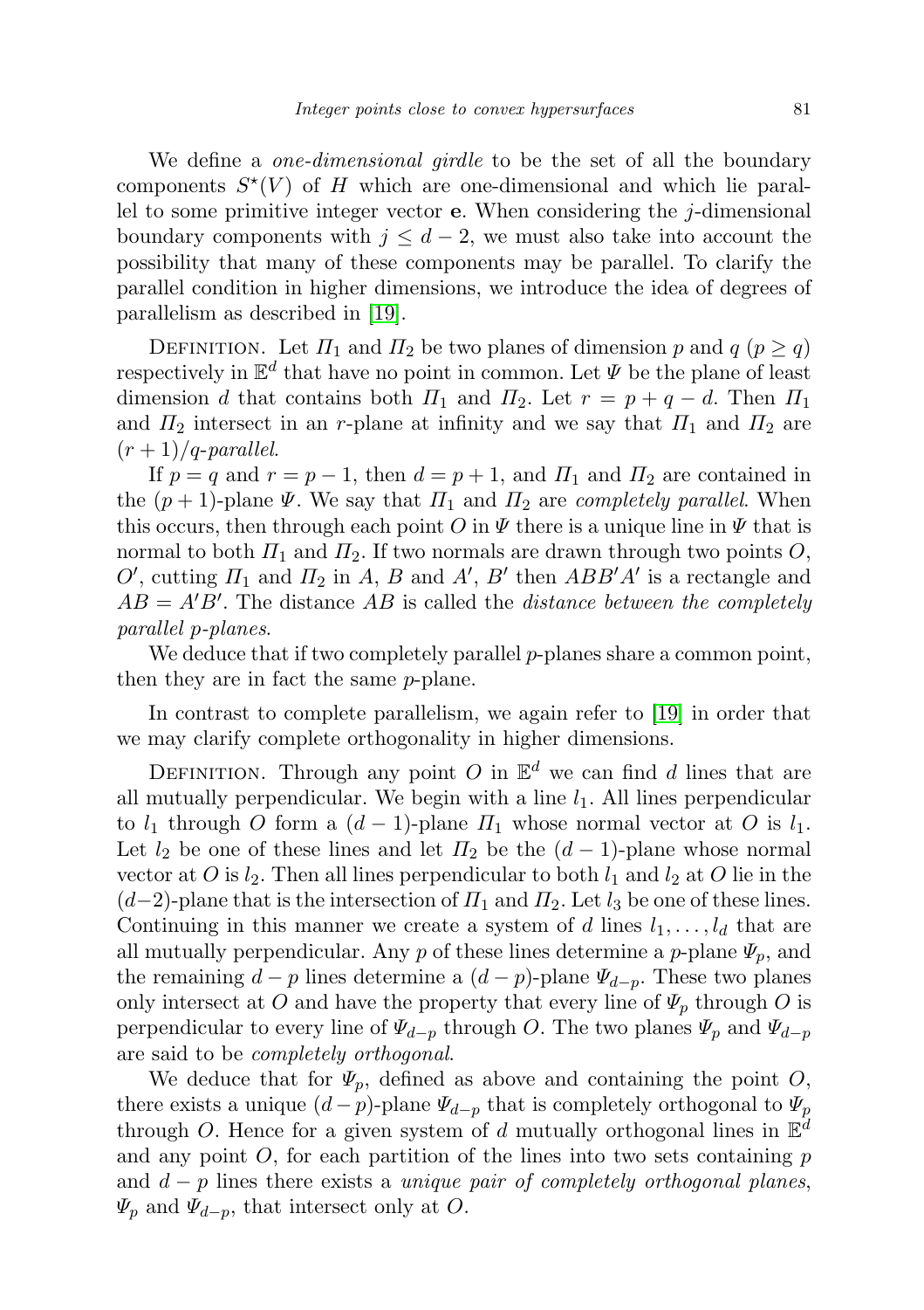We define a *one-dimensional girdle* to be the set of all the boundary components $S^\star(V)$ of $H$ which are one-dimensional and which lie parallel to some primitive integer vector $\mathbf{e}$. When considering the $j$-dimensional boundary components with $j \leq d-2$, we must also take into account the possibility that many of these components may be parallel. To clarify the parallel condition in higher dimensions, we introduce the idea of degrees of parallelism as described in [19].

Definition. Let $\Pi_1$ and $\Pi_2$ be two planes of dimension $p$ and $q$ ($p \geq q$) respectively in $\mathbb{E}^d$ that have no point in common. Let $\Psi$ be the plane of least dimension $d$ that contains both $\Pi_1$ and $\Pi_2$. Let $r = p + q - d$. Then $\Pi_1$ and $\Pi_2$ intersect in an $r$-plane at infinity and we say that $\Pi_1$ and $\Pi_2$ are $(r+1)/q$*-parallel*.

If $p = q$ and $r = p - 1$, then $d = p + 1$, and $\Pi_1$ and $\Pi_2$ are contained in the $(p+1)$-plane $\Psi$. We say that $\Pi_1$ and $\Pi_2$ are *completely parallel*. When this occurs, then through each point $O$ in $\Psi$ there is a unique line in $\Psi$ that is normal to both $\Pi_1$ and $\Pi_2$. If two normals are drawn through two points $O$, $O'$, cutting $\Pi_1$ and $\Pi_2$ in $A$, $B$ and $A'$, $B'$ then $ABB'A'$ is a rectangle and $AB = A'B'$. The distance $AB$ is called the *distance between the completely parallel p-planes*.

We deduce that if two completely parallel $p$-planes share a common point, then they are in fact the same $p$-plane.

In contrast to complete parallelism, we again refer to [19] in order that we may clarify complete orthogonality in higher dimensions.

Definition. Through any point $O$ in $\mathbb{E}^d$ we can find $d$ lines that are all mutually perpendicular. We begin with a line $l_1$. All lines perpendicular to $l_1$ through $O$ form a $(d-1)$-plane $\Pi_1$ whose normal vector at $O$ is $l_1$. Let $l_2$ be one of these lines and let $\Pi_2$ be the $(d-1)$-plane whose normal vector at $O$ is $l_2$. Then all lines perpendicular to both $l_1$ and $l_2$ at $O$ lie in the $(d-2)$-plane that is the intersection of $\Pi_1$ and $\Pi_2$. Let $l_3$ be one of these lines. Continuing in this manner we create a system of $d$ lines $l_1, \ldots, l_d$ that are all mutually perpendicular. Any $p$ of these lines determine a $p$-plane $\Psi_p$, and the remaining $d-p$ lines determine a $(d-p)$-plane $\Psi_{d-p}$. These two planes only intersect at $O$ and have the property that every line of $\Psi_p$ through $O$ is perpendicular to every line of $\Psi_{d-p}$ through $O$. The two planes $\Psi_p$ and $\Psi_{d-p}$ are said to be *completely orthogonal*.

We deduce that for $\Psi_p$, defined as above and containing the point $O$, there exists a unique $(d-p)$-plane $\Psi_{d-p}$ that is completely orthogonal to $\Psi_p$ through $O$. Hence for a given system of $d$ mutually orthogonal lines in $\mathbb{E}^d$ and any point $O$, for each partition of the lines into two sets containing $p$ and $d-p$ lines there exists a *unique pair of completely orthogonal planes*, $\Psi_p$ and $\Psi_{d-p}$, that intersect only at $O$.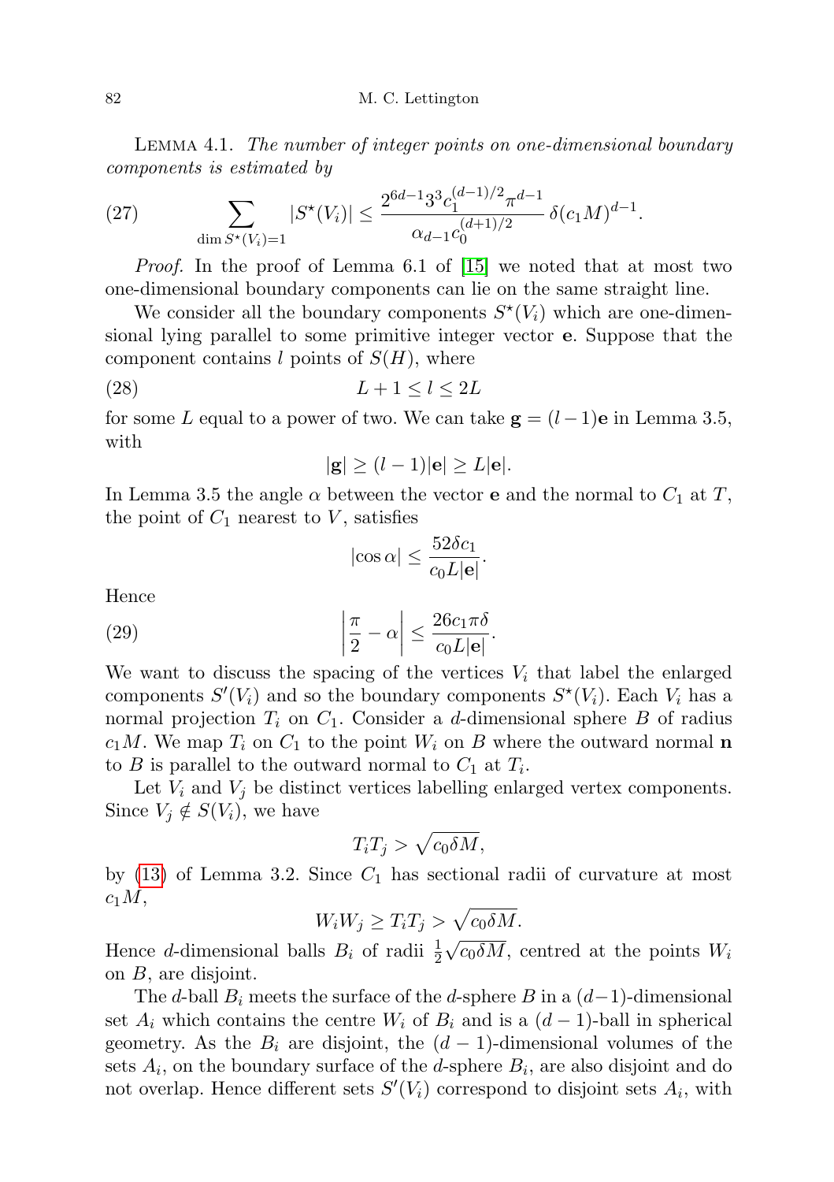Lemma 4.1. *The number of integer points on one-dimensional boundary components is estimated by*

$$\sum_{\dim S^\star(V_i)=1} |S^\star(V_i)| \le \frac{2^{6d-1}3^3 c_1^{(d-1)/2}\pi^{d-1}}{\alpha_{d-1}c_0^{(d+1)/2}}\,\delta(c_1 M)^{d-1}. \tag{27}$$

*Proof.* In the proof of Lemma 6.1 of [15] we noted that at most two one-dimensional boundary components can lie on the same straight line.

We consider all the boundary components $S^\star(V_i)$ which are one-dimensional lying parallel to some primitive integer vector $\mathbf{e}$. Suppose that the component contains $l$ points of $S(H)$, where

$$L + 1 \le l \le 2L \tag{28}$$

for some $L$ equal to a power of two. We can take $\mathbf{g} = (l-1)\mathbf{e}$ in Lemma 3.5, with

$$|\mathbf{g}| \ge (l-1)|\mathbf{e}| \ge L|\mathbf{e}|.$$

In Lemma 3.5 the angle $\alpha$ between the vector $\mathbf{e}$ and the normal to $C_1$ at $T$, the point of $C_1$ nearest to $V$, satisfies

$$|\cos\alpha| \le \frac{52\delta c_1}{c_0 L|\mathbf{e}|}.$$

Hence

$$\left|\frac{\pi}{2} - \alpha\right| \le \frac{26 c_1\pi\delta}{c_0 L|\mathbf{e}|}. \tag{29}$$

We want to discuss the spacing of the vertices $V_i$ that label the enlarged components $S'(V_i)$ and so the boundary components $S^\star(V_i)$. Each $V_i$ has a normal projection $T_i$ on $C_1$. Consider a $d$-dimensional sphere $B$ of radius $c_1 M$. We map $T_i$ on $C_1$ to the point $W_i$ on $B$ where the outward normal $\mathbf{n}$ to $B$ is parallel to the outward normal to $C_1$ at $T_i$.

Let $V_i$ and $V_j$ be distinct vertices labelling enlarged vertex components. Since $V_j \notin S(V_i)$, we have

$$T_iT_j > \sqrt{c_0\delta M},$$

by (13) of Lemma 3.2. Since $C_1$ has sectional radii of curvature at most $c_1 M$,

$$W_iW_j \ge T_iT_j > \sqrt{c_0\delta M}.$$

Hence $d$-dimensional balls $B_i$ of radii $\frac{1}{2}\sqrt{c_0\delta M}$, centred at the points $W_i$ on $B$, are disjoint.

The $d$-ball $B_i$ meets the surface of the $d$-sphere $B$ in a $(d-1)$-dimensional set $A_i$ which contains the centre $W_i$ of $B_i$ and is a $(d-1)$-ball in spherical geometry. As the $B_i$ are disjoint, the $(d-1)$-dimensional volumes of the sets $A_i$, on the boundary surface of the $d$-sphere $B_i$, are also disjoint and do not overlap. Hence different sets $S'(V_i)$ correspond to disjoint sets $A_i$, with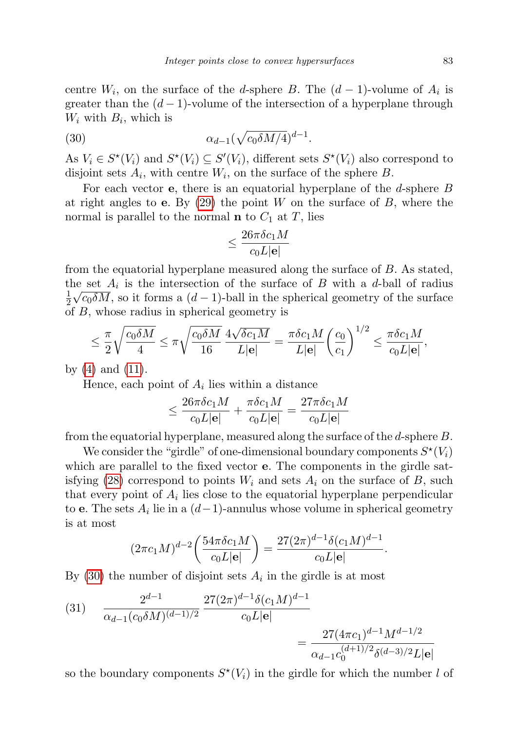centre $W_i$, on the surface of the $d$-sphere $B$. The $(d-1)$-volume of $A_i$ is greater than the $(d-1)$-volume of the intersection of a hyperplane through $W_i$ with $B_i$, which is

$$\alpha_{d-1}(\sqrt{c_0\delta M/4})^{d-1}. \tag{30}$$

As $V_i \in S^\star(V_i)$ and $S^\star(V_i) \subseteq S'(V_i)$, different sets $S^\star(V_i)$ also correspond to disjoint sets $A_i$, with centre $W_i$, on the surface of the sphere $B$.

For each vector $\mathbf{e}$, there is an equatorial hyperplane of the $d$-sphere $B$ at right angles to $\mathbf{e}$. By (29) the point $W$ on the surface of $B$, where the normal is parallel to the normal $\mathbf{n}$ to $C_1$ at $T$, lies

$$\leq \frac{26\pi\delta c_1 M}{c_0 L|\mathbf{e}|}$$

from the equatorial hyperplane measured along the surface of $B$. As stated, the set $A_i$ is the intersection of the surface of $B$ with a $d$-ball of radius $\frac{1}{2}\sqrt{c_0\delta M}$, so it forms a $(d-1)$-ball in the spherical geometry of the surface of $B$, whose radius in spherical geometry is

$$\leq \frac{\pi}{2}\sqrt{\frac{c_0\delta M}{4}} \leq \pi\sqrt{\frac{c_0\delta M}{16}}\,\frac{4\sqrt{\delta c_1 M}}{L|\mathbf{e}|} = \frac{\pi\delta c_1 M}{L|\mathbf{e}|}\left(\frac{c_0}{c_1}\right)^{1/2} \leq \frac{\pi\delta c_1 M}{c_0 L|\mathbf{e}|},$$

by (4) and (11).

Hence, each point of $A_i$ lies within a distance

$$\leq \frac{26\pi\delta c_1 M}{c_0 L|\mathbf{e}|} + \frac{\pi\delta c_1 M}{c_0 L|\mathbf{e}|} = \frac{27\pi\delta c_1 M}{c_0 L|\mathbf{e}|}$$

from the equatorial hyperplane, measured along the surface of the $d$-sphere $B$.

We consider the "girdle" of one-dimensional boundary components $S^\star(V_i)$ which are parallel to the fixed vector $\mathbf{e}$. The components in the girdle satisfying (28) correspond to points $W_i$ and sets $A_i$ on the surface of $B$, such that every point of $A_i$ lies close to the equatorial hyperplane perpendicular to $\mathbf{e}$. The sets $A_i$ lie in a $(d-1)$-annulus whose volume in spherical geometry is at most

$$(2\pi c_1 M)^{d-2}\left(\frac{54\pi\delta c_1 M}{c_0 L|\mathbf{e}|}\right) = \frac{27(2\pi)^{d-1}\delta(c_1 M)^{d-1}}{c_0 L|\mathbf{e}|}.$$

By (30) the number of disjoint sets $A_i$ in the girdle is at most

$$\frac{2^{d-1}}{\alpha_{d-1}(c_0\delta M)^{(d-1)/2}}\,\frac{27(2\pi)^{d-1}\delta(c_1 M)^{d-1}}{c_0 L|\mathbf{e}|} = \frac{27(4\pi c_1)^{d-1}M^{d-1/2}}{\alpha_{d-1}c_0^{(d+1)/2}\delta^{(d-3)/2}L|\mathbf{e}|} \tag{31}$$

so the boundary components $S^\star(V_i)$ in the girdle for which the number $l$ of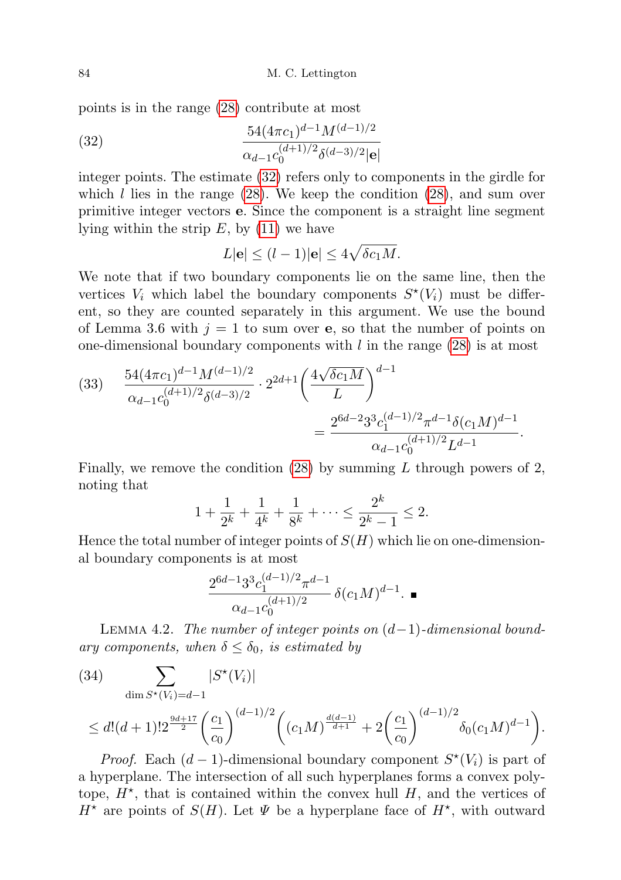points is in the range (28) contribute at most

$$\frac{54(4\pi c_1)^{d-1}M^{(d-1)/2}}{\alpha_{d-1}c_0^{(d+1)/2}\delta^{(d-3)/2}|\mathbf{e}|} \tag{32}$$

integer points. The estimate (32) refers only to components in the girdle for which $l$ lies in the range (28). We keep the condition (28), and sum over primitive integer vectors $\mathbf{e}$. Since the component is a straight line segment lying within the strip $E$, by (11) we have

$$L|\mathbf{e}| \le (l-1)|\mathbf{e}| \le 4\sqrt{\delta c_1 M}.$$

We note that if two boundary components lie on the same line, then the vertices $V_i$ which label the boundary components $S^\star(V_i)$ must be different, so they are counted separately in this argument. We use the bound of Lemma 3.6 with $j=1$ to sum over $\mathbf{e}$, so that the number of points on one-dimensional boundary components with $l$ in the range (28) is at most

$$\frac{54(4\pi c_1)^{d-1}M^{(d-1)/2}}{\alpha_{d-1}c_0^{(d+1)/2}\delta^{(d-3)/2}} \cdot 2^{2d+1}\left(\frac{4\sqrt{\delta c_1 M}}{L}\right)^{d-1} = \frac{2^{6d-2}3^3 c_1^{(d-1)/2}\pi^{d-1}\delta(c_1M)^{d-1}}{\alpha_{d-1}c_0^{(d+1)/2}L^{d-1}}. \tag{33}$$

Finally, we remove the condition (28) by summing $L$ through powers of 2, noting that

$$1+\frac{1}{2^k}+\frac{1}{4^k}+\frac{1}{8^k}+\cdots \le \frac{2^k}{2^k-1} \le 2.$$

Hence the total number of integer points of $S(H)$ which lie on one-dimensional boundary components is at most

$$\frac{2^{6d-1}3^3 c_1^{(d-1)/2}\pi^{d-1}}{\alpha_{d-1}c_0^{(d+1)/2}}\,\delta(c_1M)^{d-1}. \ \blacksquare$$

LEMMA 4.2. *The number of integer points on $(d-1)$-dimensional boundary components, when $\delta \le \delta_0$, is estimated by*

$$\sum_{\dim S^\star(V_i)=d-1} |S^\star(V_i)| \le d!(d+1)!2^{\frac{9d+17}{2}}\left(\frac{c_1}{c_0}\right)^{(d-1)/2}\left((c_1M)^{\frac{d(d-1)}{d+1}} + 2\left(\frac{c_1}{c_0}\right)^{(d-1)/2}\delta_0(c_1M)^{d-1}\right). \tag{34}$$

*Proof.* Each $(d-1)$-dimensional boundary component $S^\star(V_i)$ is part of a hyperplane. The intersection of all such hyperplanes forms a convex polytope, $H^\star$, that is contained within the convex hull $H$, and the vertices of $H^\star$ are points of $S(H)$. Let $\Psi$ be a hyperplane face of $H^\star$, with outward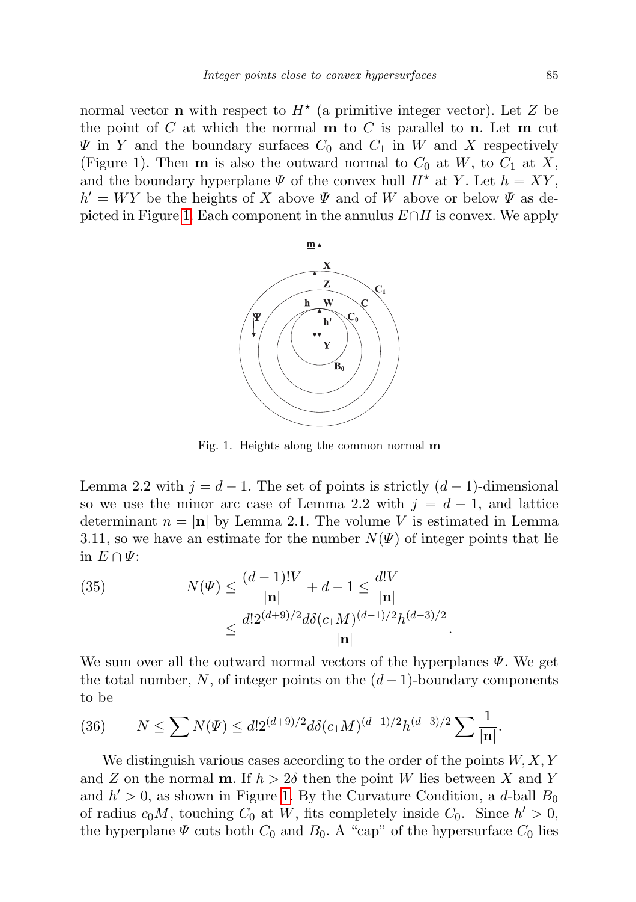normal vector $\mathbf{n}$ with respect to $H^\star$ (a primitive integer vector). Let $Z$ be the point of $C$ at which the normal $\mathbf{m}$ to $C$ is parallel to $\mathbf{n}$. Let $\mathbf{m}$ cut $\Psi$ in $Y$ and the boundary surfaces $C_0$ and $C_1$ in $W$ and $X$ respectively (Figure 1). Then $\mathbf{m}$ is also the outward normal to $C_0$ at $W$, to $C_1$ at $X$, and the boundary hyperplane $\Psi$ of the convex hull $H^\star$ at $Y$. Let $h = XY$, $h' = WY$ be the heights of $X$ above $\Psi$ and of $W$ above or below $\Psi$ as depicted in Figure 1. Each component in the annulus $E \cap \Pi$ is convex. We apply

m
X
Z
C1
h
W
C
Ψ
h'
C0
Y
B0

Fig. 1. Heights along the common normal $\mathbf{m}$

Lemma 2.2 with $j = d-1$. The set of points is strictly $(d-1)$-dimensional so we use the minor arc case of Lemma 2.2 with $j = d-1$, and lattice determinant $n = |\mathbf{n}|$ by Lemma 2.1. The volume $V$ is estimated in Lemma 3.11, so we have an estimate for the number $N(\Psi)$ of integer points that lie in $E \cap \Psi$:

$$
N(\Psi) \le \frac{(d-1)!V}{|\mathbf{n}|} + d - 1 \le \frac{d!V}{|\mathbf{n}|} \le \frac{d! 2^{(d+9)/2} d\delta (c_1 M)^{(d-1)/2} h^{(d-3)/2}}{|\mathbf{n}|}. \tag{35}
$$

We sum over all the outward normal vectors of the hyperplanes $\Psi$. We get the total number, $N$, of integer points on the $(d-1)$-boundary components to be

$$
N \le \sum N(\Psi) \le d! 2^{(d+9)/2} d\delta (c_1 M)^{(d-1)/2} h^{(d-3)/2} \sum \frac{1}{|\mathbf{n}|}. \tag{36}
$$

We distinguish various cases according to the order of the points $W, X, Y$ and $Z$ on the normal $\mathbf{m}$. If $h > 2\delta$ then the point $W$ lies between $X$ and $Y$ and $h' > 0$, as shown in Figure 1. By the Curvature Condition, a $d$-ball $B_0$ of radius $c_0 M$, touching $C_0$ at $W$, fits completely inside $C_0$. Since $h' > 0$, the hyperplane $\Psi$ cuts both $C_0$ and $B_0$. A "cap" of the hypersurface $C_0$ lies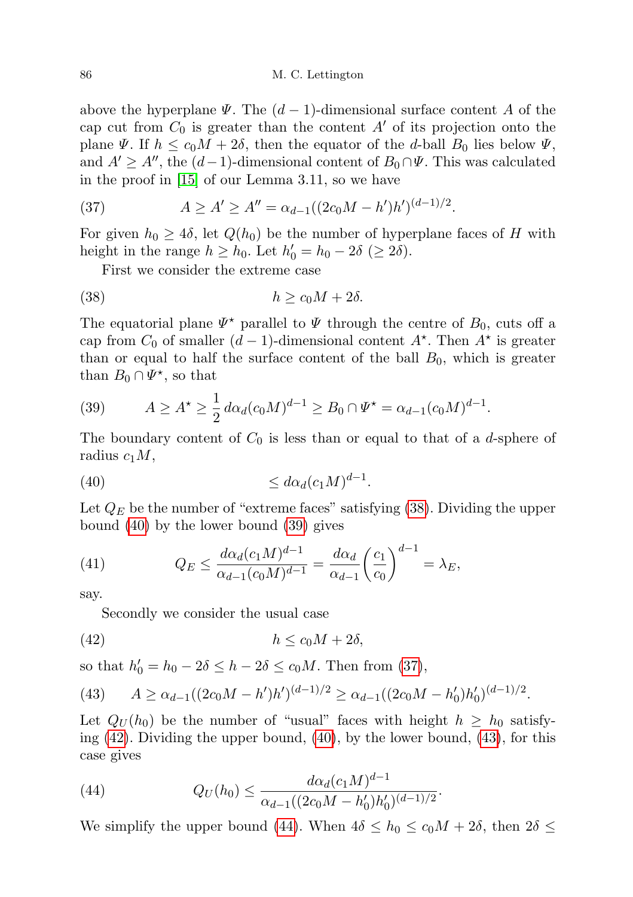above the hyperplane $\Psi$. The $(d-1)$-dimensional surface content $A$ of the cap cut from $C_0$ is greater than the content $A'$ of its projection onto the plane $\Psi$. If $h \le c_0 M + 2\delta$, then the equator of the $d$-ball $B_0$ lies below $\Psi$, and $A' \ge A''$, the $(d-1)$-dimensional content of $B_0 \cap \Psi$. This was calculated in the proof in [15] of our Lemma 3.11, so we have

$$A \ge A' \ge A'' = \alpha_{d-1}((2c_0 M - h')h')^{(d-1)/2}. \tag{37}$$

For given $h_0 \ge 4\delta$, let $Q(h_0)$ be the number of hyperplane faces of $H$ with height in the range $h \ge h_0$. Let $h'_0 = h_0 - 2\delta$ $(\ge 2\delta)$.

First we consider the extreme case

$$h \ge c_0 M + 2\delta. \tag{38}$$

The equatorial plane $\Psi^\star$ parallel to $\Psi$ through the centre of $B_0$, cuts off a cap from $C_0$ of smaller $(d-1)$-dimensional content $A^\star$. Then $A^\star$ is greater than or equal to half the surface content of the ball $B_0$, which is greater than $B_0 \cap \Psi^\star$, so that

$$A \ge A^\star \ge \frac{1}{2}\, d\alpha_d (c_0 M)^{d-1} \ge B_0 \cap \Psi^\star = \alpha_{d-1}(c_0 M)^{d-1}. \tag{39}$$

The boundary content of $C_0$ is less than or equal to that of a $d$-sphere of radius $c_1 M$,

$$\le d\alpha_d (c_1 M)^{d-1}. \tag{40}$$

Let $Q_E$ be the number of "extreme faces" satisfying (38). Dividing the upper bound (40) by the lower bound (39) gives

$$Q_E \le \frac{d\alpha_d (c_1 M)^{d-1}}{\alpha_{d-1}(c_0 M)^{d-1}} = \frac{d\alpha_d}{\alpha_{d-1}} \left(\frac{c_1}{c_0}\right)^{d-1} = \lambda_E, \tag{41}$$

say.

Secondly we consider the usual case

$$h \le c_0 M + 2\delta, \tag{42}$$

so that $h'_0 = h_0 - 2\delta \le h - 2\delta \le c_0 M$. Then from (37),

$$A \ge \alpha_{d-1}((2c_0 M - h')h')^{(d-1)/2} \ge \alpha_{d-1}((2c_0 M - h'_0)h'_0)^{(d-1)/2}. \tag{43}$$

Let $Q_U(h_0)$ be the number of "usual" faces with height $h \ge h_0$ satisfying (42). Dividing the upper bound, (40), by the lower bound, (43), for this case gives

$$Q_U(h_0) \le \frac{d\alpha_d (c_1 M)^{d-1}}{\alpha_{d-1}((2c_0 M - h'_0)h'_0)^{(d-1)/2}}. \tag{44}$$

We simplify the upper bound (44). When $4\delta \le h_0 \le c_0 M + 2\delta$, then $2\delta \le$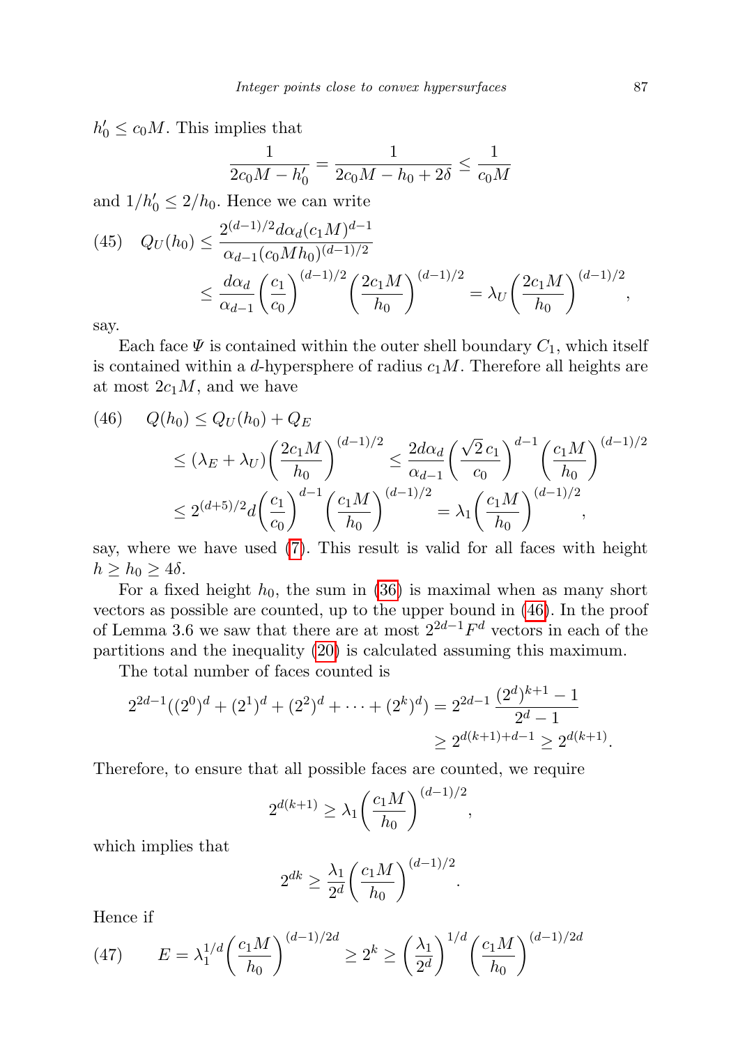$h'_0 \le c_0 M$. This implies that

$$\frac{1}{2c_0M - h'_0} = \frac{1}{2c_0M - h_0 + 2\delta} \le \frac{1}{c_0 M}$$

and $1/h'_0 \le 2/h_0$. Hence we can write

$$(45)\quad Q_U(h_0) \le \frac{2^{(d-1)/2} d\alpha_d (c_1 M)^{d-1}}{\alpha_{d-1}(c_0 M h_0)^{(d-1)/2}} \le \frac{d\alpha_d}{\alpha_{d-1}}\left(\frac{c_1}{c_0}\right)^{(d-1)/2}\left(\frac{2c_1M}{h_0}\right)^{(d-1)/2} = \lambda_U\left(\frac{2c_1M}{h_0}\right)^{(d-1)/2},$$

say.

Each face $\Psi$ is contained within the outer shell boundary $C_1$, which itself is contained within a $d$-hypersphere of radius $c_1M$. Therefore all heights are at most $2c_1M$, and we have

$$(46)\quad \begin{aligned} Q(h_0) &\le Q_U(h_0) + Q_E \\ &\le (\lambda_E + \lambda_U)\left(\frac{2c_1M}{h_0}\right)^{(d-1)/2} \le \frac{2d\alpha_d}{\alpha_{d-1}}\left(\frac{\sqrt{2}\,c_1}{c_0}\right)^{d-1}\left(\frac{c_1M}{h_0}\right)^{(d-1)/2} \\ &\le 2^{(d+5)/2} d\left(\frac{c_1}{c_0}\right)^{d-1}\left(\frac{c_1M}{h_0}\right)^{(d-1)/2} = \lambda_1\left(\frac{c_1M}{h_0}\right)^{(d-1)/2}, \end{aligned}$$

say, where we have used (7). This result is valid for all faces with height $h \ge h_0 \ge 4\delta$.

For a fixed height $h_0$, the sum in (36) is maximal when as many short vectors as possible are counted, up to the upper bound in (46). In the proof of Lemma 3.6 we saw that there are at most $2^{2d-1}F^d$ vectors in each of the partitions and the inequality (20) is calculated assuming this maximum.

The total number of faces counted is

$$2^{2d-1}((2^0)^d + (2^1)^d + (2^2)^d + \cdots + (2^k)^d) = 2^{2d-1}\,\frac{(2^d)^{k+1}-1}{2^d-1} \ge 2^{d(k+1)+d-1} \ge 2^{d(k+1)}.$$

Therefore, to ensure that all possible faces are counted, we require

$$2^{d(k+1)} \ge \lambda_1\left(\frac{c_1M}{h_0}\right)^{(d-1)/2},$$

which implies that

$$2^{dk} \ge \frac{\lambda_1}{2^d}\left(\frac{c_1M}{h_0}\right)^{(d-1)/2}.$$

Hence if

$$(47)\qquad E = \lambda_1^{1/d}\left(\frac{c_1M}{h_0}\right)^{(d-1)/2d} \ge 2^k \ge \left(\frac{\lambda_1}{2^d}\right)^{1/d}\left(\frac{c_1M}{h_0}\right)^{(d-1)/2d}$$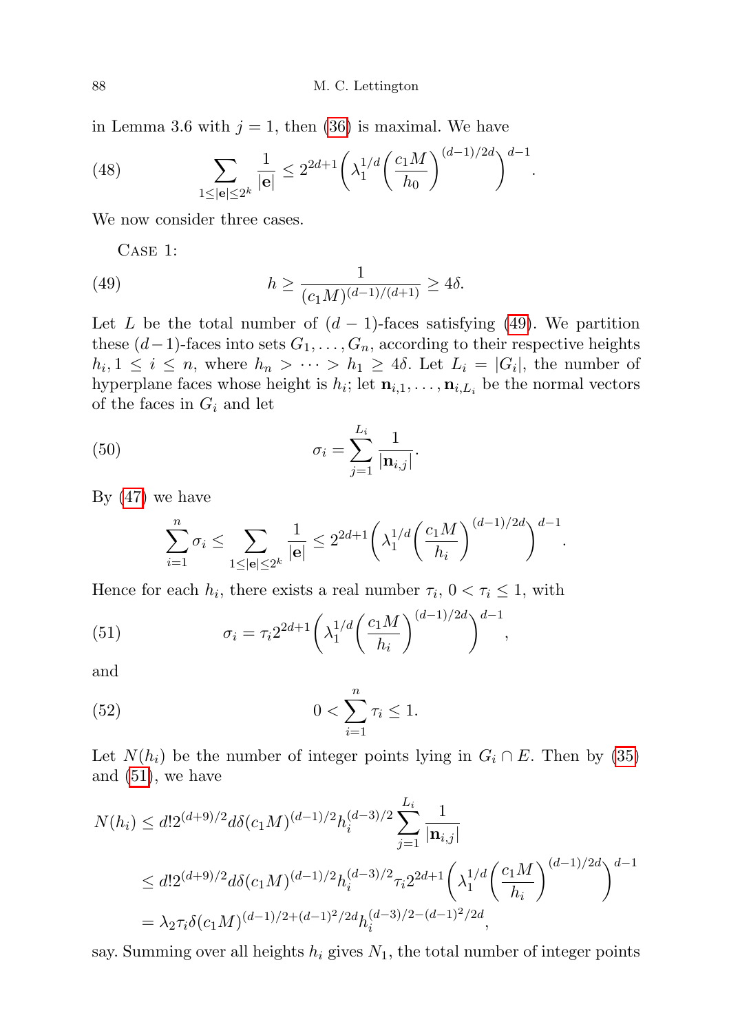in Lemma 3.6 with $j = 1$, then (36) is maximal. We have

$$\sum_{1 \le |\mathbf{e}| \le 2^k} \frac{1}{|\mathbf{e}|} \le 2^{2d+1} \bigg( \lambda_1^{1/d} \bigg( \frac{c_1 M}{h_0} \bigg)^{(d-1)/2d} \bigg)^{d-1}. \tag{48}$$

We now consider three cases.

Case 1:

$$h \ge \frac{1}{(c_1 M)^{(d-1)/(d+1)}} \ge 4\delta. \tag{49}$$

Let $L$ be the total number of $(d-1)$-faces satisfying (49). We partition these $(d-1)$-faces into sets $G_1, \ldots, G_n$, according to their respective heights $h_i, 1 \le i \le n$, where $h_n > \cdots > h_1 \ge 4\delta$. Let $L_i = |G_i|$, the number of hyperplane faces whose height is $h_i$; let $\mathbf{n}_{i,1}, \ldots, \mathbf{n}_{i,L_i}$ be the normal vectors of the faces in $G_i$ and let

$$\sigma_i = \sum_{j=1}^{L_i} \frac{1}{|\mathbf{n}_{i,j}|}. \tag{50}$$

By (47) we have

$$\sum_{i=1}^{n} \sigma_i \le \sum_{1 \le |\mathbf{e}| \le 2^k} \frac{1}{|\mathbf{e}|} \le 2^{2d+1} \bigg( \lambda_1^{1/d} \bigg( \frac{c_1 M}{h_i} \bigg)^{(d-1)/2d} \bigg)^{d-1}.$$

Hence for each $h_i$, there exists a real number $\tau_i$, $0 < \tau_i \le 1$, with

$$\sigma_i = \tau_i 2^{2d+1} \bigg( \lambda_1^{1/d} \bigg( \frac{c_1 M}{h_i} \bigg)^{(d-1)/2d} \bigg)^{d-1}, \tag{51}$$

and

$$0 < \sum_{i=1}^{n} \tau_i \le 1. \tag{52}$$

Let $N(h_i)$ be the number of integer points lying in $G_i \cap E$. Then by (35) and (51), we have

$$\begin{aligned}
N(h_i) &\le d! 2^{(d+9)/2} d\delta (c_1 M)^{(d-1)/2} h_i^{(d-3)/2} \sum_{j=1}^{L_i} \frac{1}{|\mathbf{n}_{i,j}|} \\
&\le d! 2^{(d+9)/2} d\delta (c_1 M)^{(d-1)/2} h_i^{(d-3)/2} \tau_i 2^{2d+1} \bigg( \lambda_1^{1/d} \bigg( \frac{c_1 M}{h_i} \bigg)^{(d-1)/2d} \bigg)^{d-1} \\
&= \lambda_2 \tau_i \delta (c_1 M)^{(d-1)/2 + (d-1)^2/2d} h_i^{(d-3)/2 - (d-1)^2/2d},
\end{aligned}$$

say. Summing over all heights $h_i$ gives $N_1$, the total number of integer points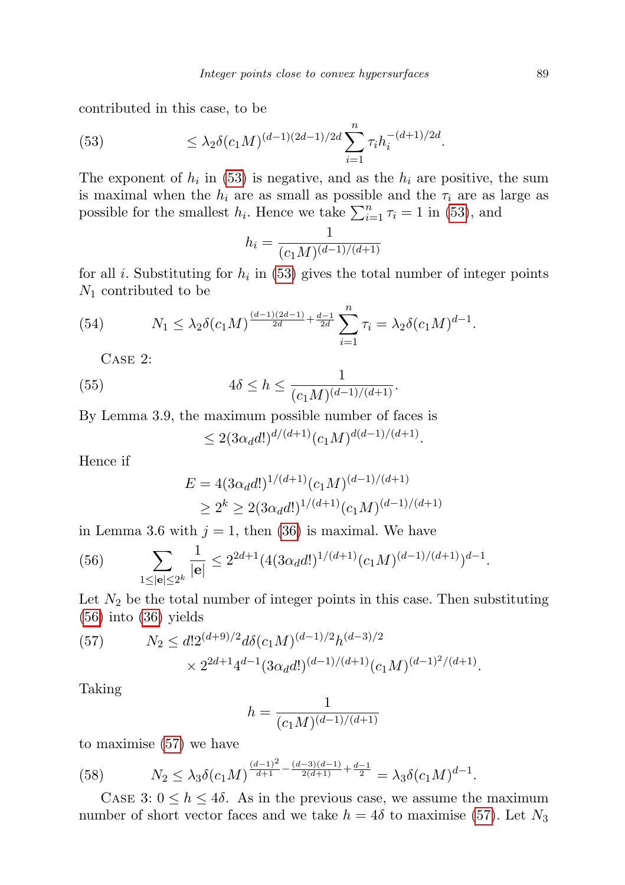contributed in this case, to be

$$\leq \lambda_2 \delta (c_1 M)^{(d-1)(2d-1)/2d} \sum_{i=1}^{n} \tau_i h_i^{-(d+1)/2d}. \tag{53}$$

The exponent of $h_i$ in (53) is negative, and as the $h_i$ are positive, the sum is maximal when the $h_i$ are as small as possible and the $\tau_i$ are as large as possible for the smallest $h_i$. Hence we take $\sum_{i=1}^{n} \tau_i = 1$ in (53), and

$$h_i = \frac{1}{(c_1 M)^{(d-1)/(d+1)}}$$

for all $i$. Substituting for $h_i$ in (53) gives the total number of integer points $N_1$ contributed to be

$$N_1 \leq \lambda_2 \delta (c_1 M)^{\frac{(d-1)(2d-1)}{2d} + \frac{d-1}{2d}} \sum_{i=1}^{n} \tau_i = \lambda_2 \delta (c_1 M)^{d-1}. \tag{54}$$

Case 2:

$$4\delta \leq h \leq \frac{1}{(c_1 M)^{(d-1)/(d+1)}}. \tag{55}$$

By Lemma 3.9, the maximum possible number of faces is

$$\leq 2(3\alpha_d d!)^{d/(d+1)} (c_1 M)^{d(d-1)/(d+1)}.$$

Hence if

$$\begin{aligned} E &= 4(3\alpha_d d!)^{1/(d+1)} (c_1 M)^{(d-1)/(d+1)} \\ &\geq 2^k \geq 2(3\alpha_d d!)^{1/(d+1)} (c_1 M)^{(d-1)/(d+1)} \end{aligned}$$

in Lemma 3.6 with $j = 1$, then (36) is maximal. We have

$$\sum_{1 \leq |\mathbf{e}| \leq 2^k} \frac{1}{|\mathbf{e}|} \leq 2^{2d+1} (4(3\alpha_d d!)^{1/(d+1)} (c_1 M)^{(d-1)/(d+1)})^{d-1}. \tag{56}$$

Let $N_2$ be the total number of integer points in this case. Then substituting (56) into (36) yields

$$\begin{aligned} N_2 \leq\ & d! 2^{(d+9)/2} d\delta (c_1 M)^{(d-1)/2} h^{(d-3)/2} \\ & \times 2^{2d+1} 4^{d-1} (3\alpha_d d!)^{(d-1)/(d+1)} (c_1 M)^{(d-1)^2/(d+1)}. \end{aligned} \tag{57}$$

Taking

$$h = \frac{1}{(c_1 M)^{(d-1)/(d+1)}}$$

to maximise (57) we have

$$N_2 \leq \lambda_3 \delta (c_1 M)^{\frac{(d-1)^2}{d+1} - \frac{(d-3)(d-1)}{2(d+1)} + \frac{d-1}{2}} = \lambda_3 \delta (c_1 M)^{d-1}. \tag{58}$$

Case 3: $0 \leq h \leq 4\delta$. As in the previous case, we assume the maximum number of short vector faces and we take $h = 4\delta$ to maximise (57). Let $N_3$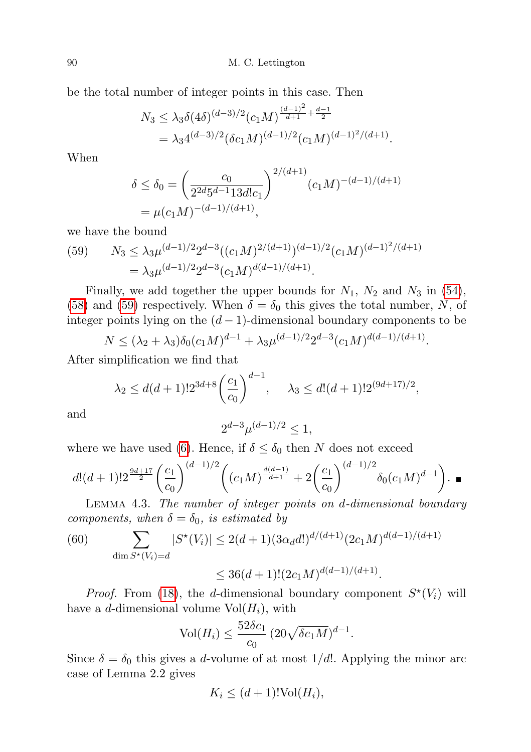be the total number of integer points in this case. Then

$$
\begin{aligned}
N_3 &\le \lambda_3 \delta (4\delta)^{(d-3)/2} (c_1 M)^{\frac{(d-1)^2}{d+1} + \frac{d-1}{2}} \\
&= \lambda_3 4^{(d-3)/2} (\delta c_1 M)^{(d-1)/2} (c_1 M)^{(d-1)^2/(d+1)}.
\end{aligned}
$$

When

$$
\begin{aligned}
\delta \le \delta_0 &= \left( \frac{c_0}{2^{2d} 5^{d-1} 13 d! c_1} \right)^{2/(d+1)} (c_1 M)^{-(d-1)/(d+1)} \\
&= \mu (c_1 M)^{-(d-1)/(d+1)},
\end{aligned}
$$

we have the bound

$$
\begin{aligned}
N_3 &\le \lambda_3 \mu^{(d-1)/2} 2^{d-3} ((c_1 M)^{2/(d+1)})^{(d-1)/2} (c_1 M)^{(d-1)^2/(d+1)} \\
&= \lambda_3 \mu^{(d-1)/2} 2^{d-3} (c_1 M)^{d(d-1)/(d+1)}.
\end{aligned}
\tag{59}
$$

Finally, we add together the upper bounds for $N_1$, $N_2$ and $N_3$ in (54), (58) and (59) respectively. When $\delta = \delta_0$ this gives the total number, $N$, of integer points lying on the $(d-1)$-dimensional boundary components to be

$$
N \le (\lambda_2 + \lambda_3) \delta_0 (c_1 M)^{d-1} + \lambda_3 \mu^{(d-1)/2} 2^{d-3} (c_1 M)^{d(d-1)/(d+1)}.
$$

After simplification we find that

$$
\lambda_2 \le d(d+1)! 2^{3d+8} \left( \frac{c_1}{c_0} \right)^{d-1}, \qquad \lambda_3 \le d!(d+1)! 2^{(9d+17)/2},
$$

and

$$
2^{d-3} \mu^{(d-1)/2} \le 1,
$$

where we have used (6). Hence, if $\delta \le \delta_0$ then $N$ does not exceed

$$
d!(d+1)! 2^{\frac{9d+17}{2}} \left( \frac{c_1}{c_0} \right)^{(d-1)/2} \left( (c_1 M)^{\frac{d(d-1)}{d+1}} + 2 \left( \frac{c_1}{c_0} \right)^{(d-1)/2} \delta_0 (c_1 M)^{d-1} \right). \quad \blacksquare
$$

Lemma 4.3. *The number of integer points on $d$-dimensional boundary components, when $\delta = \delta_0$, is estimated by*

$$
\begin{aligned}
\sum_{\dim S^\star(V_i) = d} |S^\star(V_i)| &\le 2(d+1)(3\alpha_d d!)^{d/(d+1)} (2c_1 M)^{d(d-1)/(d+1)} \\
&\le 36(d+1)!(2c_1 M)^{d(d-1)/(d+1)}.
\end{aligned}
\tag{60}
$$

*Proof.* From (18), the $d$-dimensional boundary component $S^\star(V_i)$ will have a $d$-dimensional volume $\mathrm{Vol}(H_i)$, with

$$
\mathrm{Vol}(H_i) \le \frac{52 \delta c_1}{c_0} (20\sqrt{\delta c_1 M})^{d-1}.
$$

Since $\delta = \delta_0$ this gives a $d$-volume of at most $1/d!$. Applying the minor arc case of Lemma 2.2 gives

$$
K_i \le (d+1)! \mathrm{Vol}(H_i),
$$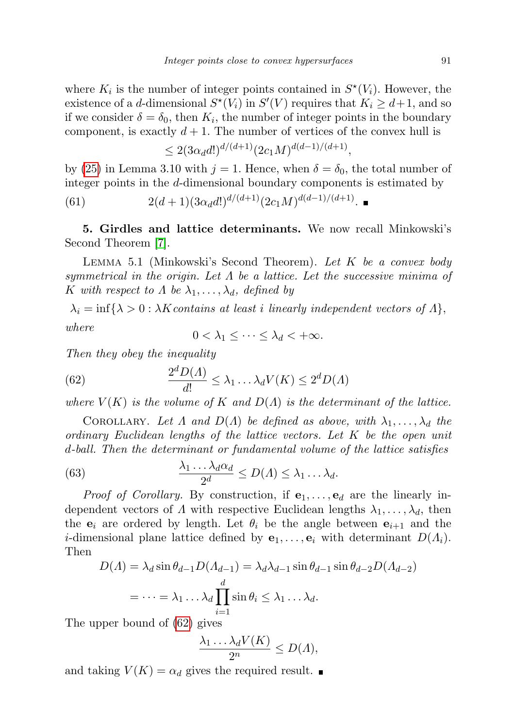where $K_i$ is the number of integer points contained in $S^\star(V_i)$. However, the existence of a $d$-dimensional $S^\star(V_i)$ in $S'(V)$ requires that $K_i \geq d+1$, and so if we consider $\delta = \delta_0$, then $K_i$, the number of integer points in the boundary component, is exactly $d+1$. The number of vertices of the convex hull is

$$\leq 2(3\alpha_d d!)^{d/(d+1)}(2c_1 M)^{d(d-1)/(d+1)},$$

by (25) in Lemma 3.10 with $j = 1$. Hence, when $\delta = \delta_0$, the total number of integer points in the $d$-dimensional boundary components is estimated by

$$2(d+1)(3\alpha_d d!)^{d/(d+1)}(2c_1 M)^{d(d-1)/(d+1)}. \quad \blacksquare \tag{61}$$

**5. Girdles and lattice determinants.** We now recall Minkowski's Second Theorem [7].

Lemma 5.1 (Minkowski's Second Theorem). *Let $K$ be a convex body symmetrical in the origin. Let $\Lambda$ be a lattice. Let the successive minima of $K$ with respect to $\Lambda$ be $\lambda_1, \ldots, \lambda_d$, defined by*

$$\lambda_i = \inf\{\lambda > 0 : \lambda K \text{ contains at least } i \text{ linearly independent vectors of } \Lambda\},$$

*where*

$$0 < \lambda_1 \leq \cdots \leq \lambda_d < +\infty.$$

*Then they obey the inequality*

$$\frac{2^d D(\Lambda)}{d!} \leq \lambda_1 \ldots \lambda_d V(K) \leq 2^d D(\Lambda) \tag{62}$$

*where $V(K)$ is the volume of $K$ and $D(\Lambda)$ is the determinant of the lattice.*

Corollary. *Let $\Lambda$ and $D(\Lambda)$ be defined as above, with $\lambda_1, \ldots, \lambda_d$ the ordinary Euclidean lengths of the lattice vectors. Let $K$ be the open unit $d$-ball. Then the determinant or fundamental volume of the lattice satisfies*

$$\frac{\lambda_1 \ldots \lambda_d \alpha_d}{2^d} \leq D(\Lambda) \leq \lambda_1 \ldots \lambda_d. \tag{63}$$

*Proof of Corollary.* By construction, if $\mathbf{e}_1, \ldots, \mathbf{e}_d$ are the linearly independent vectors of $\Lambda$ with respective Euclidean lengths $\lambda_1, \ldots, \lambda_d$, then the $\mathbf{e}_i$ are ordered by length. Let $\theta_i$ be the angle between $\mathbf{e}_{i+1}$ and the $i$-dimensional plane lattice defined by $\mathbf{e}_1, \ldots, \mathbf{e}_i$ with determinant $D(\Lambda_i)$. Then

$$D(\Lambda) = \lambda_d \sin\theta_{d-1} D(\Lambda_{d-1}) = \lambda_d \lambda_{d-1} \sin\theta_{d-1} \sin\theta_{d-2} D(\Lambda_{d-2})$$
$$= \cdots = \lambda_1 \ldots \lambda_d \prod_{i=1}^{d} \sin\theta_i \leq \lambda_1 \ldots \lambda_d.$$

The upper bound of (62) gives

$$\frac{\lambda_1 \ldots \lambda_d V(K)}{2^n} \leq D(\Lambda),$$

and taking $V(K) = \alpha_d$ gives the required result. $\blacksquare$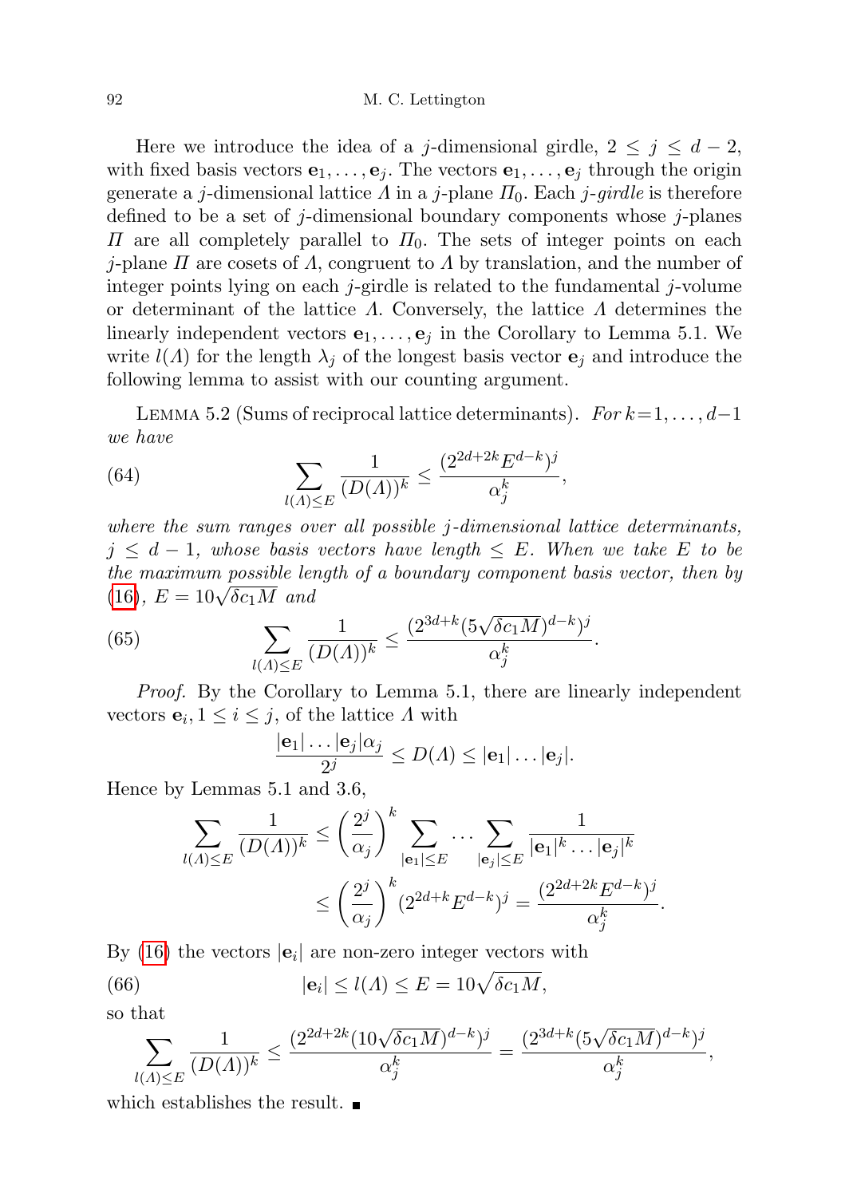Here we introduce the idea of a $j$-dimensional girdle, $2 \le j \le d-2$, with fixed basis vectors $\mathbf{e}_1, \dots, \mathbf{e}_j$. The vectors $\mathbf{e}_1, \dots, \mathbf{e}_j$ through the origin generate a $j$-dimensional lattice $\Lambda$ in a $j$-plane $\Pi_0$. Each $j$-*girdle* is therefore defined to be a set of $j$-dimensional boundary components whose $j$-planes $\Pi$ are all completely parallel to $\Pi_0$. The sets of integer points on each $j$-plane $\Pi$ are cosets of $\Lambda$, congruent to $\Lambda$ by translation, and the number of integer points lying on each $j$-girdle is related to the fundamental $j$-volume or determinant of the lattice $\Lambda$. Conversely, the lattice $\Lambda$ determines the linearly independent vectors $\mathbf{e}_1, \dots, \mathbf{e}_j$ in the Corollary to Lemma 5.1. We write $l(\Lambda)$ for the length $\lambda_j$ of the longest basis vector $\mathbf{e}_j$ and introduce the following lemma to assist with our counting argument.

Lemma 5.2 (Sums of reciprocal lattice determinants). *For $k=1,\dots,d-1$ we have*

$$\sum_{l(\Lambda)\le E} \frac{1}{(D(\Lambda))^k} \le \frac{(2^{2d+2k}E^{d-k})^j}{\alpha_j^k}, \tag{64}$$

*where the sum ranges over all possible $j$-dimensional lattice determinants, $j \le d-1$, whose basis vectors have length $\le E$. When we take $E$ to be the maximum possible length of a boundary component basis vector, then by* (16), $E = 10\sqrt{\delta c_1 M}$ *and*

$$\sum_{l(\Lambda)\le E} \frac{1}{(D(\Lambda))^k} \le \frac{(2^{3d+k}(5\sqrt{\delta c_1 M})^{d-k})^j}{\alpha_j^k}. \tag{65}$$

*Proof.* By the Corollary to Lemma 5.1, there are linearly independent vectors $\mathbf{e}_i$, $1 \le i \le j$, of the lattice $\Lambda$ with

$$\frac{|\mathbf{e}_1|\dots|\mathbf{e}_j|\alpha_j}{2^j} \le D(\Lambda) \le |\mathbf{e}_1|\dots|\mathbf{e}_j|.$$

Hence by Lemmas 5.1 and 3.6,

$$\begin{aligned}\sum_{l(\Lambda)\le E} \frac{1}{(D(\Lambda))^k} &\le \left(\frac{2^j}{\alpha_j}\right)^k \sum_{|\mathbf{e}_1|\le E} \dots \sum_{|\mathbf{e}_j|\le E} \frac{1}{|\mathbf{e}_1|^k \dots |\mathbf{e}_j|^k} \\ &\le \left(\frac{2^j}{\alpha_j}\right)^k (2^{2d+k}E^{d-k})^j = \frac{(2^{2d+2k}E^{d-k})^j}{\alpha_j^k}.\end{aligned}$$

By (16) the vectors $|\mathbf{e}_i|$ are non-zero integer vectors with

$$|\mathbf{e}_i| \le l(\Lambda) \le E = 10\sqrt{\delta c_1 M}, \tag{66}$$

so that

$$\sum_{l(\Lambda)\le E} \frac{1}{(D(\Lambda))^k} \le \frac{(2^{2d+2k}(10\sqrt{\delta c_1 M})^{d-k})^j}{\alpha_j^k} = \frac{(2^{3d+k}(5\sqrt{\delta c_1 M})^{d-k})^j}{\alpha_j^k},$$

which establishes the result. ∎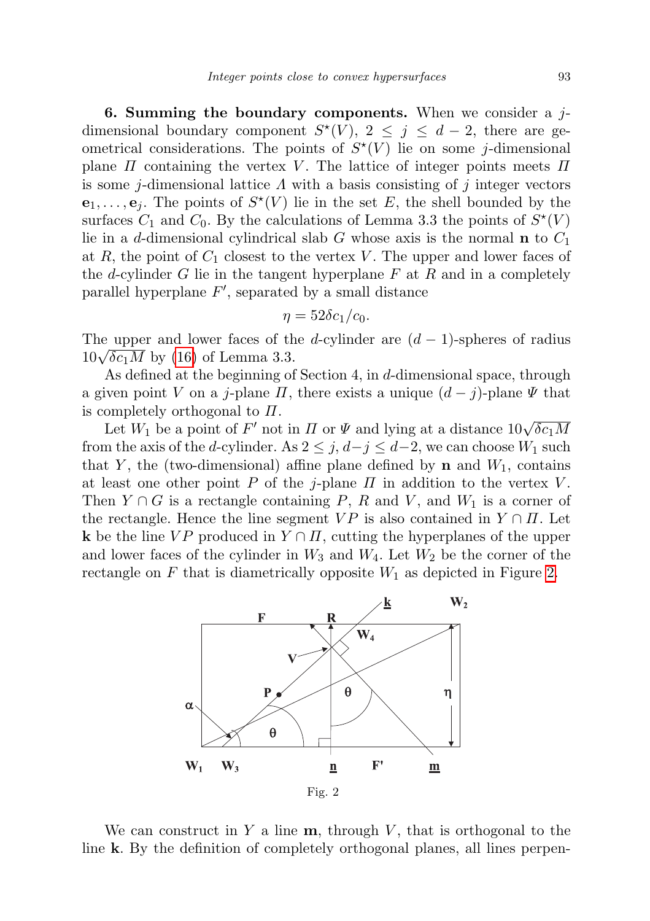**6. Summing the boundary components.** When we consider a $j$-dimensional boundary component $S^\star(V)$, $2 \le j \le d-2$, there are geometrical considerations. The points of $S^\star(V)$ lie on some $j$-dimensional plane $\Pi$ containing the vertex $V$. The lattice of integer points meets $\Pi$ is some $j$-dimensional lattice $\Lambda$ with a basis consisting of $j$ integer vectors $\mathbf{e}_1, \ldots, \mathbf{e}_j$. The points of $S^\star(V)$ lie in the set $E$, the shell bounded by the surfaces $C_1$ and $C_0$. By the calculations of Lemma 3.3 the points of $S^\star(V)$ lie in a $d$-dimensional cylindrical slab $G$ whose axis is the normal $\mathbf{n}$ to $C_1$ at $R$, the point of $C_1$ closest to the vertex $V$. The upper and lower faces of the $d$-cylinder $G$ lie in the tangent hyperplane $F$ at $R$ and in a completely parallel hyperplane $F'$, separated by a small distance

$$\eta = 52\delta c_1/c_0.$$

The upper and lower faces of the $d$-cylinder are $(d-1)$-spheres of radius $10\sqrt{\delta c_1 M}$ by (16) of Lemma 3.3.

As defined at the beginning of Section 4, in $d$-dimensional space, through a given point $V$ on a $j$-plane $\Pi$, there exists a unique $(d-j)$-plane $\Psi$ that is completely orthogonal to $\Pi$.

Let $W_1$ be a point of $F'$ not in $\Pi$ or $\Psi$ and lying at a distance $10\sqrt{\delta c_1 M}$ from the axis of the $d$-cylinder. As $2 \le j$, $d-j \le d-2$, we can choose $W_1$ such that $Y$, the (two-dimensional) affine plane defined by $\mathbf{n}$ and $W_1$, contains at least one other point $P$ of the $j$-plane $\Pi$ in addition to the vertex $V$. Then $Y \cap G$ is a rectangle containing $P$, $R$ and $V$, and $W_1$ is a corner of the rectangle. Hence the line segment $VP$ is also contained in $Y \cap \Pi$. Let $\mathbf{k}$ be the line $VP$ produced in $Y \cap \Pi$, cutting the hyperplanes of the upper and lower faces of the cylinder in $W_3$ and $W_4$. Let $W_2$ be the corner of the rectangle on $F$ that is diametrically opposite $W_1$ as depicted in Figure 2.

F
R
k
W2
W4
V
P
θ
η
α
θ
W1
W3
n
F'
m

Fig. 2

We can construct in $Y$ a line $\mathbf{m}$, through $V$, that is orthogonal to the line $\mathbf{k}$. By the definition of completely orthogonal planes, all lines perpen-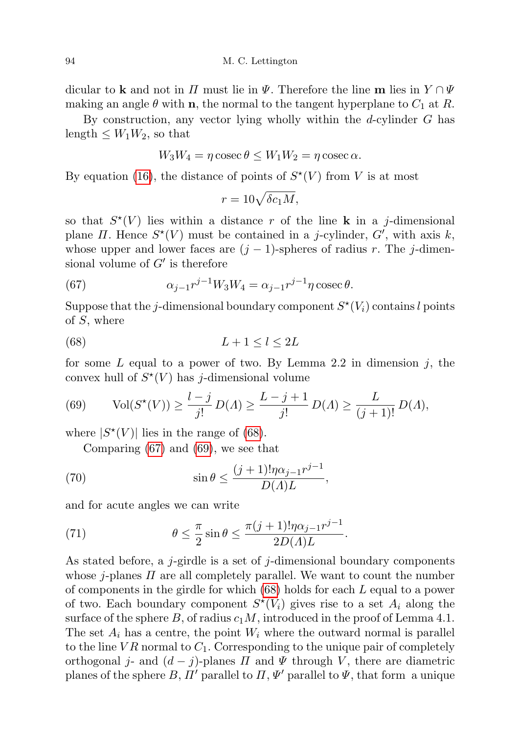dicular to $\mathbf{k}$ and not in $\Pi$ must lie in $\Psi$. Therefore the line $\mathbf{m}$ lies in $Y \cap \Psi$ making an angle $\theta$ with $\mathbf{n}$, the normal to the tangent hyperplane to $C_1$ at $R$.

By construction, any vector lying wholly within the $d$-cylinder $G$ has length $\leq W_1W_2$, so that

$$W_3W_4 = \eta \operatorname{cosec} \theta \leq W_1W_2 = \eta \operatorname{cosec} \alpha.$$

By equation (16), the distance of points of $S^\star(V)$ from $V$ is at most

$$r = 10\sqrt{\delta c_1 M},$$

so that $S^\star(V)$ lies within a distance $r$ of the line $\mathbf{k}$ in a $j$-dimensional plane $\Pi$. Hence $S^\star(V)$ must be contained in a $j$-cylinder, $G'$, with axis $k$, whose upper and lower faces are $(j-1)$-spheres of radius $r$. The $j$-dimensional volume of $G'$ is therefore

$$\alpha_{j-1} r^{j-1} W_3W_4 = \alpha_{j-1} r^{j-1} \eta \operatorname{cosec} \theta. \tag{67}$$

Suppose that the $j$-dimensional boundary component $S^\star(V_i)$ contains $l$ points of $S$, where

$$L + 1 \leq l \leq 2L \tag{68}$$

for some $L$ equal to a power of two. By Lemma 2.2 in dimension $j$, the convex hull of $S^\star(V)$ has $j$-dimensional volume

$$\operatorname{Vol}(S^\star(V)) \geq \frac{l-j}{j!} D(\Lambda) \geq \frac{L-j+1}{j!} D(\Lambda) \geq \frac{L}{(j+1)!} D(\Lambda), \tag{69}$$

where $|S^\star(V)|$ lies in the range of (68).

Comparing (67) and (69), we see that

$$\sin\theta \leq \frac{(j+1)!\eta\alpha_{j-1}r^{j-1}}{D(\Lambda)L}, \tag{70}$$

and for acute angles we can write

$$\theta \leq \frac{\pi}{2}\sin\theta \leq \frac{\pi(j+1)!\eta\alpha_{j-1}r^{j-1}}{2D(\Lambda)L}. \tag{71}$$

As stated before, a $j$-girdle is a set of $j$-dimensional boundary components whose $j$-planes $\Pi$ are all completely parallel. We want to count the number of components in the girdle for which (68) holds for each $L$ equal to a power of two. Each boundary component $S^\star(V_i)$ gives rise to a set $A_i$ along the surface of the sphere $B$, of radius $c_1M$, introduced in the proof of Lemma 4.1. The set $A_i$ has a centre, the point $W_i$ where the outward normal is parallel to the line $VR$ normal to $C_1$. Corresponding to the unique pair of completely orthogonal $j$- and $(d-j)$-planes $\Pi$ and $\Psi$ through $V$, there are diametric planes of the sphere $B$, $\Pi'$ parallel to $\Pi$, $\Psi'$ parallel to $\Psi$, that form a unique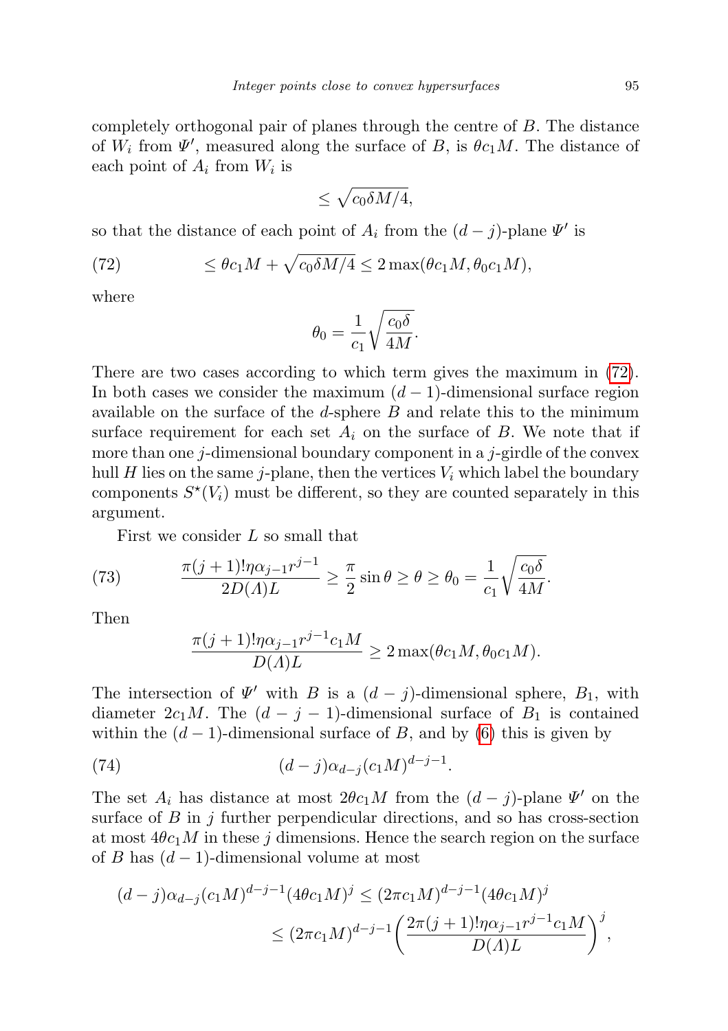completely orthogonal pair of planes through the centre of $B$. The distance of $W_i$ from $\Psi'$, measured along the surface of $B$, is $\theta c_1 M$. The distance of each point of $A_i$ from $W_i$ is

$$\leq \sqrt{c_0 \delta M/4},$$

so that the distance of each point of $A_i$ from the $(d-j)$-plane $\Psi'$ is

$$\leq \theta c_1 M + \sqrt{c_0 \delta M/4} \leq 2 \max(\theta c_1 M, \theta_0 c_1 M), \tag{72}$$

where

$$\theta_0 = \frac{1}{c_1} \sqrt{\frac{c_0 \delta}{4M}}.$$

There are two cases according to which term gives the maximum in (72). In both cases we consider the maximum $(d-1)$-dimensional surface region available on the surface of the $d$-sphere $B$ and relate this to the minimum surface requirement for each set $A_i$ on the surface of $B$. We note that if more than one $j$-dimensional boundary component in a $j$-girdle of the convex hull $H$ lies on the same $j$-plane, then the vertices $V_i$ which label the boundary components $S^\star(V_i)$ must be different, so they are counted separately in this argument.

First we consider $L$ so small that

$$\frac{\pi (j+1)! \eta \alpha_{j-1} r^{j-1}}{2 D(\Lambda) L} \geq \frac{\pi}{2} \sin \theta \geq \theta \geq \theta_0 = \frac{1}{c_1} \sqrt{\frac{c_0 \delta}{4M}}. \tag{73}$$

Then

$$\frac{\pi (j+1)! \eta \alpha_{j-1} r^{j-1} c_1 M}{D(\Lambda) L} \geq 2 \max(\theta c_1 M, \theta_0 c_1 M).$$

The intersection of $\Psi'$ with $B$ is a $(d-j)$-dimensional sphere, $B_1$, with diameter $2c_1 M$. The $(d-j-1)$-dimensional surface of $B_1$ is contained within the $(d-1)$-dimensional surface of $B$, and by (6) this is given by

$$(d-j)\alpha_{d-j} (c_1 M)^{d-j-1}. \tag{74}$$

The set $A_i$ has distance at most $2\theta c_1 M$ from the $(d-j)$-plane $\Psi'$ on the surface of $B$ in $j$ further perpendicular directions, and so has cross-section at most $4\theta c_1 M$ in these $j$ dimensions. Hence the search region on the surface of $B$ has $(d-1)$-dimensional volume at most

$$\begin{aligned}
(d-j)\alpha_{d-j} (c_1 M)^{d-j-1} (4\theta c_1 M)^j &\leq (2\pi c_1 M)^{d-j-1} (4\theta c_1 M)^j \\
&\leq (2\pi c_1 M)^{d-j-1} \left( \frac{2\pi (j+1)! \eta \alpha_{j-1} r^{j-1} c_1 M}{D(\Lambda) L} \right)^j,
\end{aligned}$$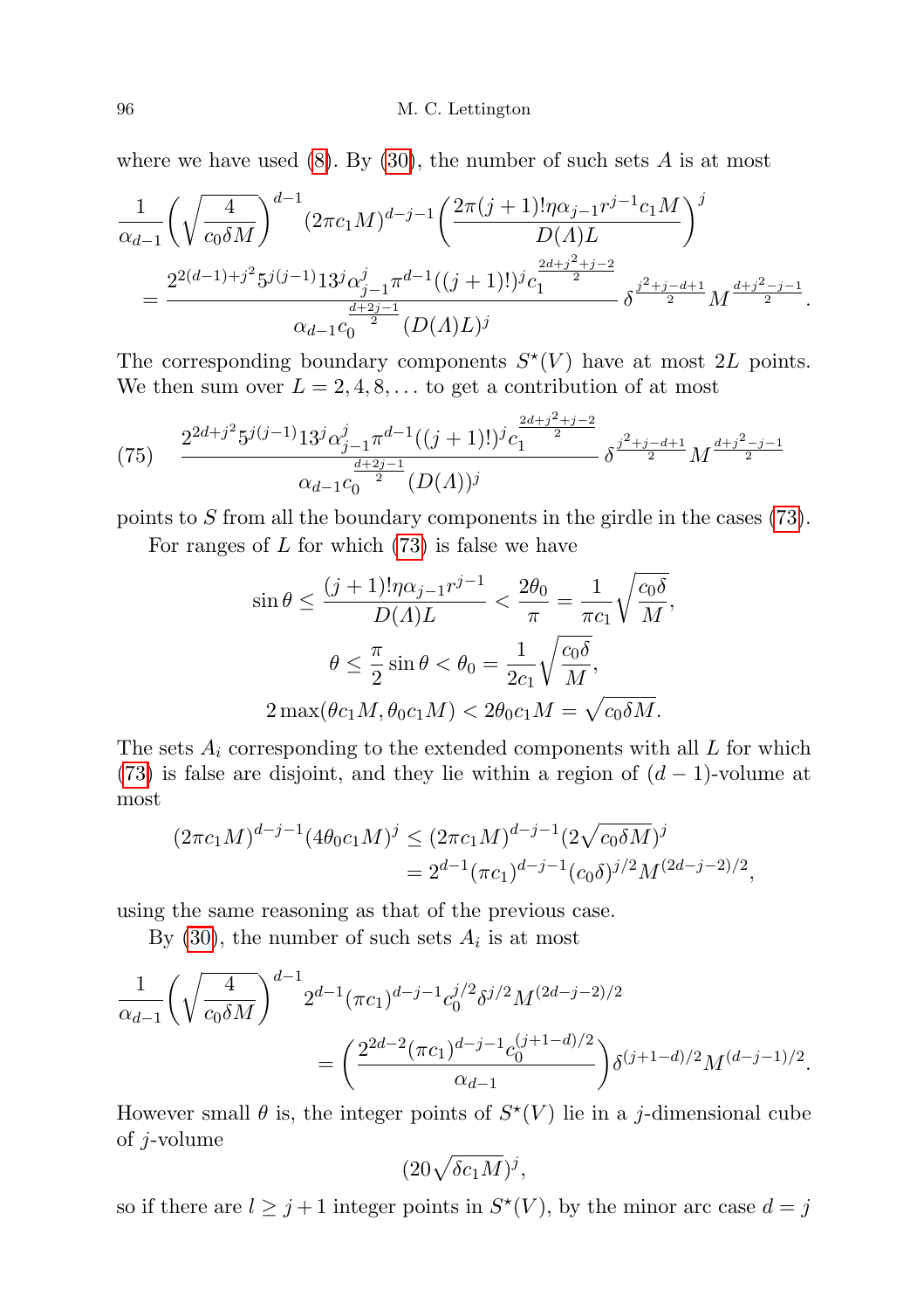where we have used (8). By (30), the number of such sets $A$ is at most

$$\frac{1}{\alpha_{d-1}}\left(\sqrt{\frac{4}{c_0\delta M}}\right)^{d-1}(2\pi c_1 M)^{d-j-1}\left(\frac{2\pi(j+1)!\eta\alpha_{j-1}r^{j-1}c_1 M}{D(\Lambda)L}\right)^j$$
$$=\frac{2^{2(d-1)+j^2}5^{j(j-1)}13^j\alpha_{j-1}^j\pi^{d-1}((j+1)!)^j c_1^{\frac{2d+j^2+j-2}{2}}}{\alpha_{d-1}c_0^{\frac{d+2j-1}{2}}(D(\Lambda)L)^j}\,\delta^{\frac{j^2+j-d+1}{2}}M^{\frac{d+j^2-j-1}{2}}.$$

The corresponding boundary components $S^\star(V)$ have at most $2L$ points. We then sum over $L=2,4,8,\ldots$ to get a contribution of at most

$$\frac{2^{2d+j^2}5^{j(j-1)}13^j\alpha_{j-1}^j\pi^{d-1}((j+1)!)^j c_1^{\frac{2d+j^2+j-2}{2}}}{\alpha_{d-1}c_0^{\frac{d+2j-1}{2}}(D(\Lambda))^j}\,\delta^{\frac{j^2+j-d+1}{2}}M^{\frac{d+j^2-j-1}{2}} \tag{75}$$

points to $S$ from all the boundary components in the girdle in the cases (73).

For ranges of $L$ for which (73) is false we have

$$\sin\theta\le\frac{(j+1)!\eta\alpha_{j-1}r^{j-1}}{D(\Lambda)L}<\frac{2\theta_0}{\pi}=\frac{1}{\pi c_1}\sqrt{\frac{c_0\delta}{M}},$$
$$\theta\le\frac{\pi}{2}\sin\theta<\theta_0=\frac{1}{2c_1}\sqrt{\frac{c_0\delta}{M}},$$
$$2\max(\theta c_1 M,\theta_0 c_1 M)<2\theta_0 c_1 M=\sqrt{c_0\delta M}.$$

The sets $A_i$ corresponding to the extended components with all $L$ for which (73) is false are disjoint, and they lie within a region of $(d-1)$-volume at most

$$(2\pi c_1 M)^{d-j-1}(4\theta_0 c_1 M)^j\le(2\pi c_1 M)^{d-j-1}(2\sqrt{c_0\delta M})^j$$
$$=2^{d-1}(\pi c_1)^{d-j-1}(c_0\delta)^{j/2}M^{(2d-j-2)/2},$$

using the same reasoning as that of the previous case.

By (30), the number of such sets $A_i$ is at most

$$\frac{1}{\alpha_{d-1}}\left(\sqrt{\frac{4}{c_0\delta M}}\right)^{d-1}2^{d-1}(\pi c_1)^{d-j-1}c_0^{j/2}\delta^{j/2}M^{(2d-j-2)/2}$$
$$=\left(\frac{2^{2d-2}(\pi c_1)^{d-j-1}c_0^{(j+1-d)/2}}{\alpha_{d-1}}\right)\delta^{(j+1-d)/2}M^{(d-j-1)/2}.$$

However small $\theta$ is, the integer points of $S^\star(V)$ lie in a $j$-dimensional cube of $j$-volume

$$(20\sqrt{\delta c_1 M})^j,$$

so if there are $l\ge j+1$ integer points in $S^\star(V)$, by the minor arc case $d=j$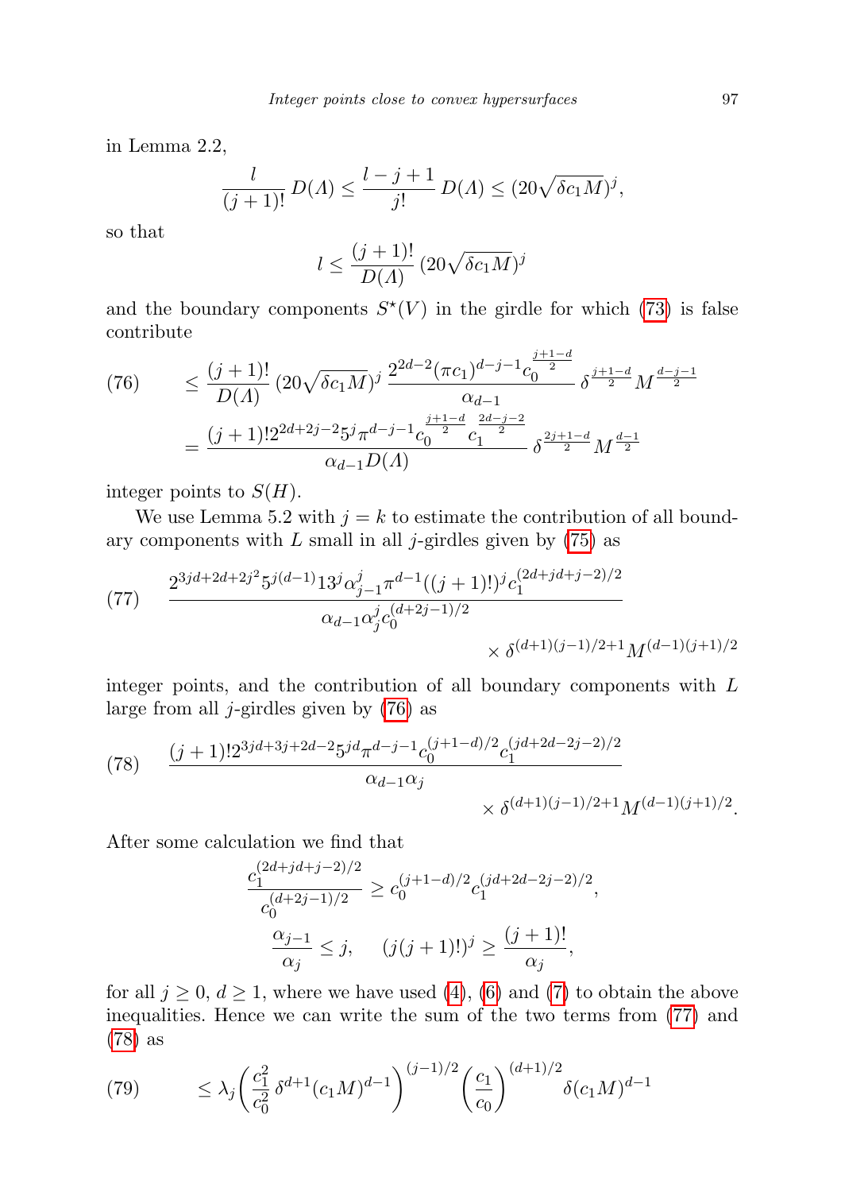in Lemma 2.2,

$$\frac{l}{(j+1)!}\,D(\Lambda) \le \frac{l-j+1}{j!}\,D(\Lambda) \le (20\sqrt{\delta c_1 M})^j,$$

so that

$$l \le \frac{(j+1)!}{D(\Lambda)}\,(20\sqrt{\delta c_1 M})^j$$

and the boundary components $S^\star(V)$ in the girdle for which (73) is false contribute

$$\begin{aligned}
(76)\qquad &\le \frac{(j+1)!}{D(\Lambda)}\,(20\sqrt{\delta c_1 M})^j\,\frac{2^{2d-2}(\pi c_1)^{d-j-1}c_0^{\frac{j+1-d}{2}}}{\alpha_{d-1}}\,\delta^{\frac{j+1-d}{2}}M^{\frac{d-j-1}{2}}\\
&= \frac{(j+1)!2^{2d+2j-2}5^j\pi^{d-j-1}c_0^{\frac{j+1-d}{2}}c_1^{\frac{2d-j-2}{2}}}{\alpha_{d-1}D(\Lambda)}\,\delta^{\frac{2j+1-d}{2}}M^{\frac{d-1}{2}}
\end{aligned}$$

integer points to $S(H)$.

We use Lemma 5.2 with $j=k$ to estimate the contribution of all boundary components with $L$ small in all $j$-girdles given by (75) as

$$(77)\qquad \frac{2^{3jd+2d+2j^2}5^{j(d-1)}13^j\alpha_{j-1}^j\pi^{d-1}((j+1)!)^jc_1^{(2d+jd+j-2)/2}}{\alpha_{d-1}\alpha_j^jc_0^{(d+2j-1)/2}}\times\delta^{(d+1)(j-1)/2+1}M^{(d-1)(j+1)/2}$$

integer points, and the contribution of all boundary components with $L$ large from all $j$-girdles given by (76) as

$$(78)\qquad \frac{(j+1)!2^{3jd+3j+2d-2}5^{jd}\pi^{d-j-1}c_0^{(j+1-d)/2}c_1^{(jd+2d-2j-2)/2}}{\alpha_{d-1}\alpha_j}\times\delta^{(d+1)(j-1)/2+1}M^{(d-1)(j+1)/2}.$$

After some calculation we find that

$$\frac{c_1^{(2d+jd+j-2)/2}}{c_0^{(d+2j-1)/2}} \ge c_0^{(j+1-d)/2}c_1^{(jd+2d-2j-2)/2},$$

$$\frac{\alpha_{j-1}}{\alpha_j}\le j,\qquad (j(j+1)!)^j \ge \frac{(j+1)!}{\alpha_j},$$

for all $j\ge 0$, $d\ge 1$, where we have used (4), (6) and (7) to obtain the above inequalities. Hence we can write the sum of the two terms from (77) and (78) as

$$(79)\qquad \le \lambda_j\left(\frac{c_1^2}{c_0^2}\,\delta^{d+1}(c_1M)^{d-1}\right)^{(j-1)/2}\left(\frac{c_1}{c_0}\right)^{(d+1)/2}\delta(c_1M)^{d-1}$$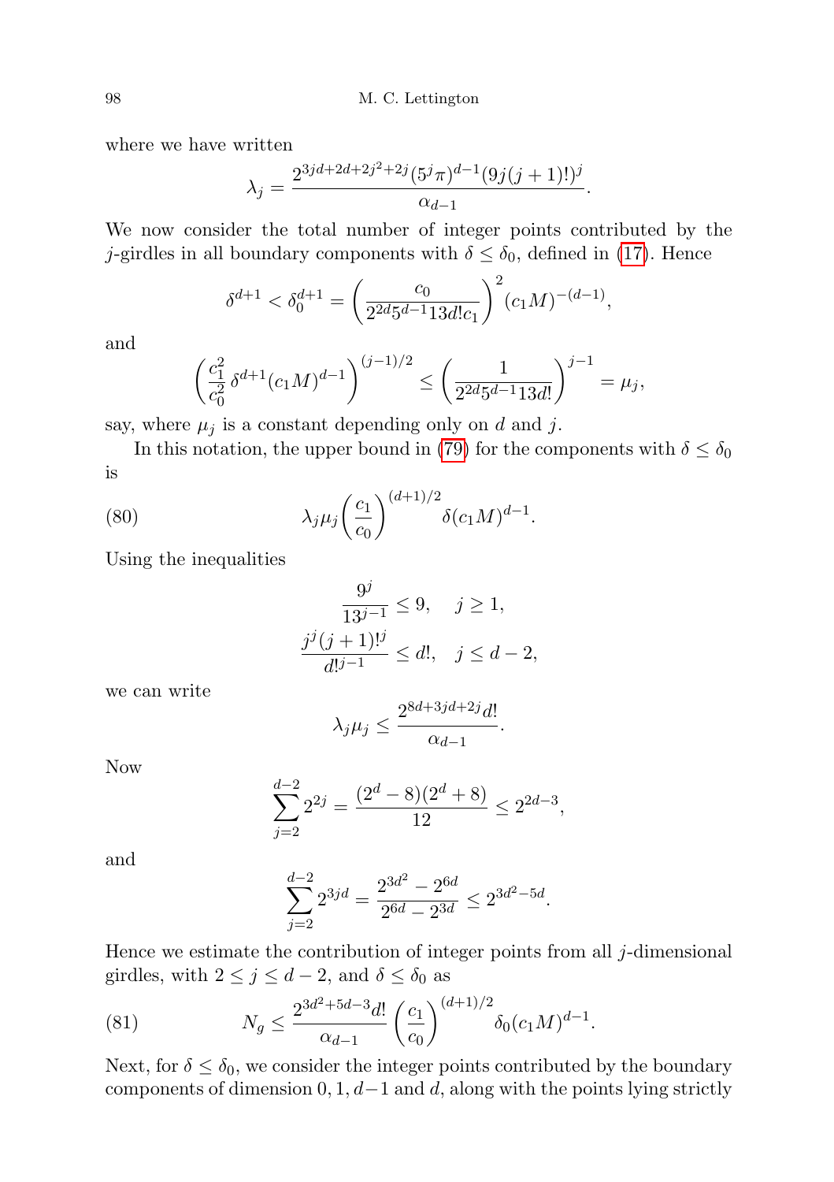where we have written

$$\lambda_j = \frac{2^{3jd+2d+2j^2+2j}(5^j\pi)^{d-1}(9j(j+1)!)^j}{\alpha_{d-1}}.$$

We now consider the total number of integer points contributed by the $j$-girdles in all boundary components with $\delta \le \delta_0$, defined in (17). Hence

$$\delta^{d+1} < \delta_0^{d+1} = \left(\frac{c_0}{2^{2d}5^{d-1}13d!c_1}\right)^2 (c_1 M)^{-(d-1)},$$

and

$$\left(\frac{c_1^2}{c_0^2}\,\delta^{d+1}(c_1M)^{d-1}\right)^{(j-1)/2} \le \left(\frac{1}{2^{2d}5^{d-1}13d!}\right)^{j-1} = \mu_j,$$

say, where $\mu_j$ is a constant depending only on $d$ and $j$.

In this notation, the upper bound in (79) for the components with $\delta \le \delta_0$ is

$$\lambda_j \mu_j \left(\frac{c_1}{c_0}\right)^{(d+1)/2} \delta (c_1 M)^{d-1}. \tag{80}$$

Using the inequalities

$$\frac{9^j}{13^{j-1}} \le 9, \quad j \ge 1,$$
$$\frac{j^j (j+1)!^j}{d!^{j-1}} \le d!, \quad j \le d-2,$$

we can write

$$\lambda_j \mu_j \le \frac{2^{8d+3jd+2j}d!}{\alpha_{d-1}}.$$

Now

$$\sum_{j=2}^{d-2} 2^{2j} = \frac{(2^d-8)(2^d+8)}{12} \le 2^{2d-3},$$

and

$$\sum_{j=2}^{d-2} 2^{3jd} = \frac{2^{3d^2}-2^{6d}}{2^{6d}-2^{3d}} \le 2^{3d^2-5d}.$$

Hence we estimate the contribution of integer points from all $j$-dimensional girdles, with $2 \le j \le d-2$, and $\delta \le \delta_0$ as

$$N_g \le \frac{2^{3d^2+5d-3}d!}{\alpha_{d-1}} \left(\frac{c_1}{c_0}\right)^{(d+1)/2} \delta_0 (c_1 M)^{d-1}. \tag{81}$$

Next, for $\delta \le \delta_0$, we consider the integer points contributed by the boundary components of dimension $0, 1, d-1$ and $d$, along with the points lying strictly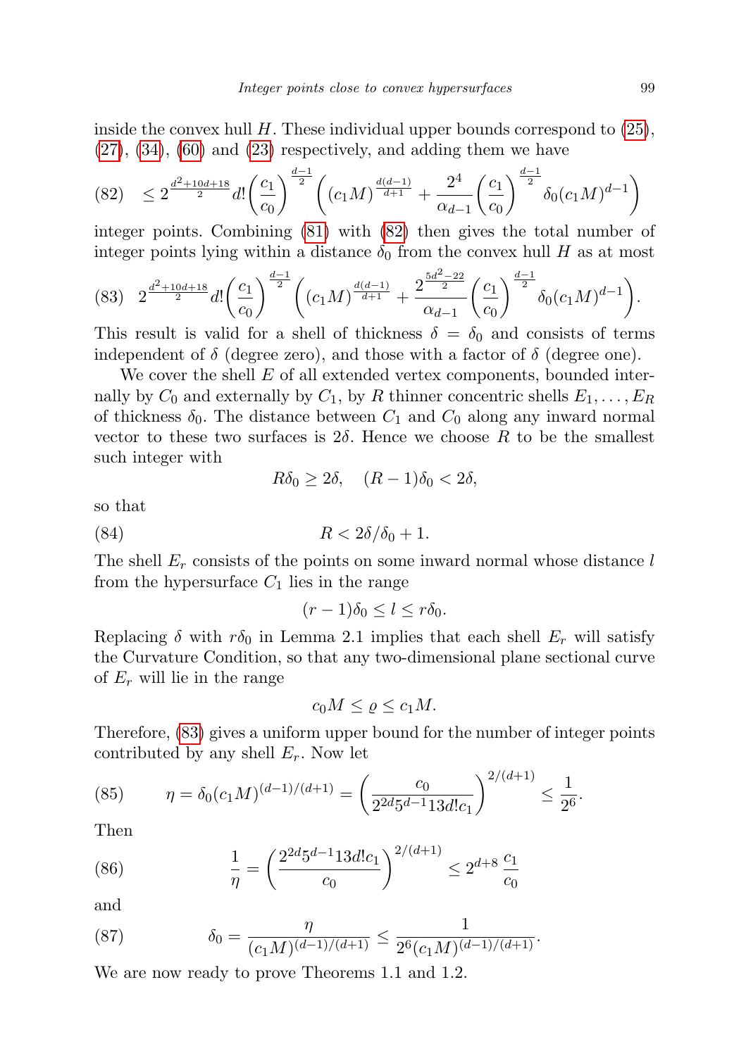inside the convex hull $H$. These individual upper bounds correspond to (25), (27), (34), (60) and (23) respectively, and adding them we have

$$\tag{82} \leq 2^{\frac{d^2+10d+18}{2}} d! \left(\frac{c_1}{c_0}\right)^{\frac{d-1}{2}} \left( (c_1 M)^{\frac{d(d-1)}{d+1}} + \frac{2^4}{\alpha_{d-1}} \left(\frac{c_1}{c_0}\right)^{\frac{d-1}{2}} \delta_0 (c_1 M)^{d-1} \right)$$

integer points. Combining (81) with (82) then gives the total number of integer points lying within a distance $\delta_0$ from the convex hull $H$ as at most

$$\tag{83} 2^{\frac{d^2+10d+18}{2}} d! \left(\frac{c_1}{c_0}\right)^{\frac{d-1}{2}} \left( (c_1 M)^{\frac{d(d-1)}{d+1}} + \frac{2^{\frac{5d^2-22}{2}}}{\alpha_{d-1}} \left(\frac{c_1}{c_0}\right)^{\frac{d-1}{2}} \delta_0 (c_1 M)^{d-1} \right).$$

This result is valid for a shell of thickness $\delta = \delta_0$ and consists of terms independent of $\delta$ (degree zero), and those with a factor of $\delta$ (degree one).

We cover the shell $E$ of all extended vertex components, bounded internally by $C_0$ and externally by $C_1$, by $R$ thinner concentric shells $E_1, \dots, E_R$ of thickness $\delta_0$. The distance between $C_1$ and $C_0$ along any inward normal vector to these two surfaces is $2\delta$. Hence we choose $R$ to be the smallest such integer with

$$R\delta_0 \geq 2\delta, \quad (R-1)\delta_0 < 2\delta,$$

so that

$$\tag{84} R < 2\delta/\delta_0 + 1.$$

The shell $E_r$ consists of the points on some inward normal whose distance $l$ from the hypersurface $C_1$ lies in the range

$$(r-1)\delta_0 \leq l \leq r\delta_0.$$

Replacing $\delta$ with $r\delta_0$ in Lemma 2.1 implies that each shell $E_r$ will satisfy the Curvature Condition, so that any two-dimensional plane sectional curve of $E_r$ will lie in the range

$$c_0 M \leq \varrho \leq c_1 M.$$

Therefore, (83) gives a uniform upper bound for the number of integer points contributed by any shell $E_r$. Now let

$$\tag{85} \eta = \delta_0 (c_1 M)^{(d-1)/(d+1)} = \left( \frac{c_0}{2^{2d} 5^{d-1} 13 d! c_1} \right)^{2/(d+1)} \leq \frac{1}{2^6}.$$

Then

$$\tag{86} \frac{1}{\eta} = \left( \frac{2^{2d} 5^{d-1} 13 d! c_1}{c_0} \right)^{2/(d+1)} \leq 2^{d+8} \frac{c_1}{c_0}$$

and

$$\tag{87} \delta_0 = \frac{\eta}{(c_1 M)^{(d-1)/(d+1)}} \leq \frac{1}{2^6 (c_1 M)^{(d-1)/(d+1)}}.$$

We are now ready to prove Theorems 1.1 and 1.2.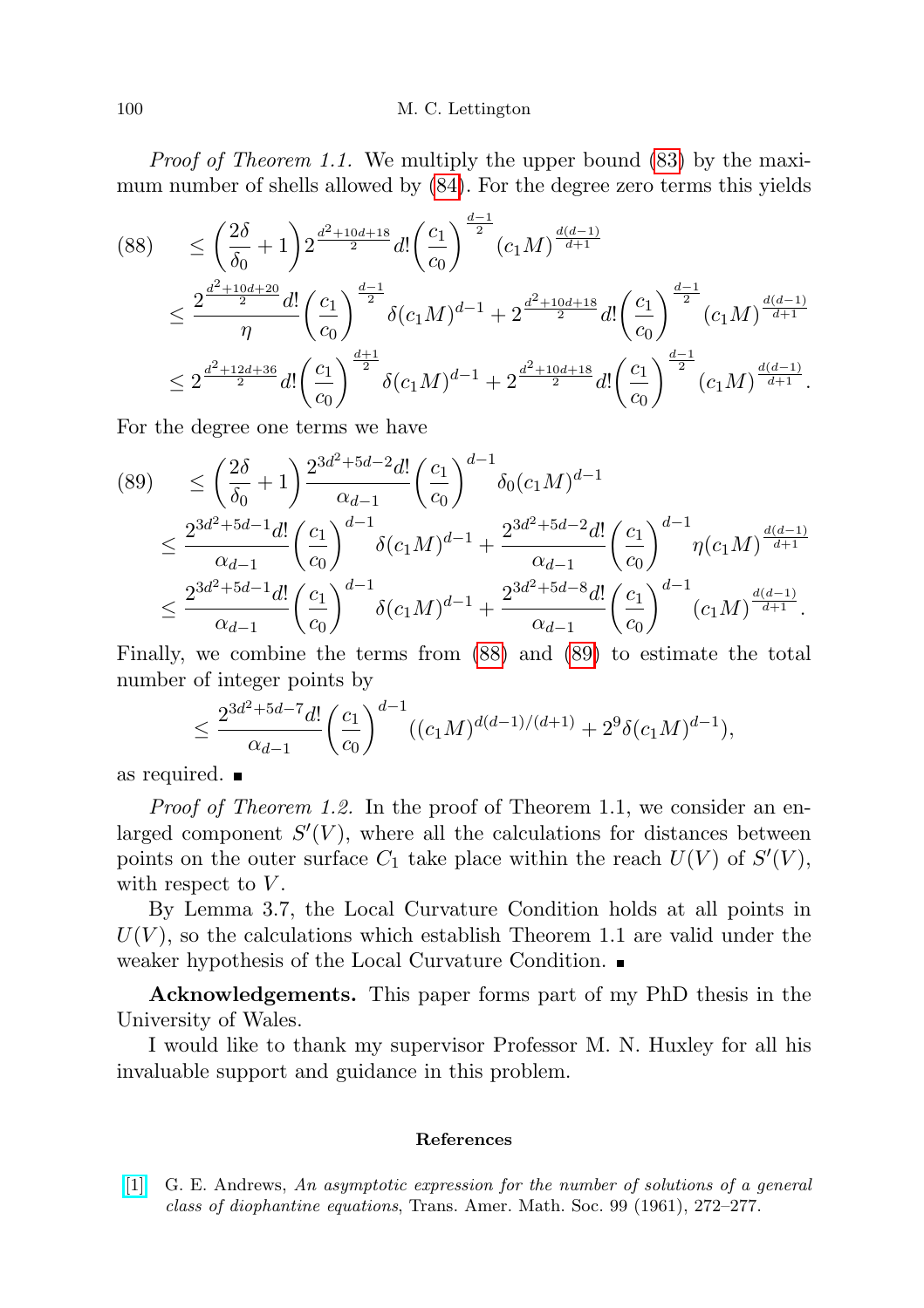*Proof of Theorem 1.1.* We multiply the upper bound (83) by the maximum number of shells allowed by (84). For the degree zero terms this yields

$$
\begin{aligned}
(88)\qquad &\le \left(\frac{2\delta}{\delta_0}+1\right)2^{\frac{d^2+10d+18}{2}}d!\left(\frac{c_1}{c_0}\right)^{\frac{d-1}{2}}(c_1M)^{\frac{d(d-1)}{d+1}}\\
&\le \frac{2^{\frac{d^2+10d+20}{2}}d!}{\eta}\left(\frac{c_1}{c_0}\right)^{\frac{d-1}{2}}\delta(c_1M)^{d-1}+2^{\frac{d^2+10d+18}{2}}d!\left(\frac{c_1}{c_0}\right)^{\frac{d-1}{2}}(c_1M)^{\frac{d(d-1)}{d+1}}\\
&\le 2^{\frac{d^2+12d+36}{2}}d!\left(\frac{c_1}{c_0}\right)^{\frac{d+1}{2}}\delta(c_1M)^{d-1}+2^{\frac{d^2+10d+18}{2}}d!\left(\frac{c_1}{c_0}\right)^{\frac{d-1}{2}}(c_1M)^{\frac{d(d-1)}{d+1}}.
\end{aligned}
$$

For the degree one terms we have

$$
\begin{aligned}
(89)\qquad &\le \left(\frac{2\delta}{\delta_0}+1\right)\frac{2^{3d^2+5d-2}d!}{\alpha_{d-1}}\left(\frac{c_1}{c_0}\right)^{d-1}\delta_0(c_1M)^{d-1}\\
&\le \frac{2^{3d^2+5d-1}d!}{\alpha_{d-1}}\left(\frac{c_1}{c_0}\right)^{d-1}\delta(c_1M)^{d-1}+\frac{2^{3d^2+5d-2}d!}{\alpha_{d-1}}\left(\frac{c_1}{c_0}\right)^{d-1}\eta(c_1M)^{\frac{d(d-1)}{d+1}}\\
&\le \frac{2^{3d^2+5d-1}d!}{\alpha_{d-1}}\left(\frac{c_1}{c_0}\right)^{d-1}\delta(c_1M)^{d-1}+\frac{2^{3d^2+5d-8}d!}{\alpha_{d-1}}\left(\frac{c_1}{c_0}\right)^{d-1}(c_1M)^{\frac{d(d-1)}{d+1}}.
\end{aligned}
$$

Finally, we combine the terms from (88) and (89) to estimate the total number of integer points by

$$
\le \frac{2^{3d^2+5d-7}d!}{\alpha_{d-1}}\left(\frac{c_1}{c_0}\right)^{d-1}\left((c_1M)^{d(d-1)/(d+1)}+2^9\delta(c_1M)^{d-1}\right),
$$

as required. ■

*Proof of Theorem 1.2.* In the proof of Theorem 1.1, we consider an enlarged component $S'(V)$, where all the calculations for distances between points on the outer surface $C_1$ take place within the reach $U(V)$ of $S'(V)$, with respect to $V$.

By Lemma 3.7, the Local Curvature Condition holds at all points in $U(V)$, so the calculations which establish Theorem 1.1 are valid under the weaker hypothesis of the Local Curvature Condition. ■

**Acknowledgements.** This paper forms part of my PhD thesis in the University of Wales.

I would like to thank my supervisor Professor M. N. Huxley for all his invaluable support and guidance in this problem.

## References

[1] G. E. Andrews, *An asymptotic expression for the number of solutions of a general class of diophantine equations*, Trans. Amer. Math. Soc. 99 (1961), 272–277.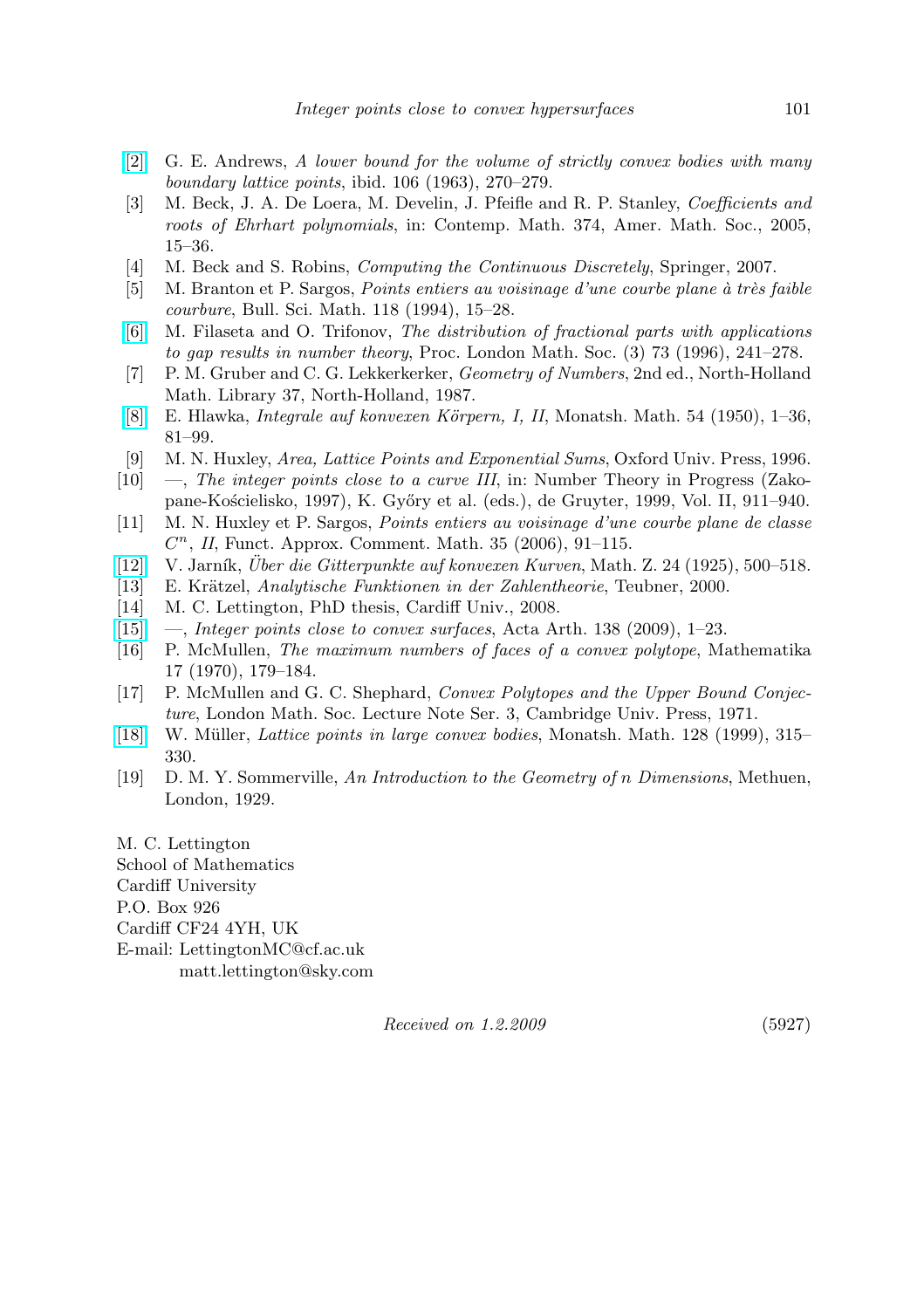[2] G. E. Andrews, *A lower bound for the volume of strictly convex bodies with many boundary lattice points*, ibid. 106 (1963), 270–279.

[3] M. Beck, J. A. De Loera, M. Develin, J. Pfeifle and R. P. Stanley, *Coefficients and roots of Ehrhart polynomials*, in: Contemp. Math. 374, Amer. Math. Soc., 2005, 15–36.

[4] M. Beck and S. Robins, *Computing the Continuous Discretely*, Springer, 2007.

[5] M. Branton et P. Sargos, *Points entiers au voisinage d'une courbe plane à très faible courbure*, Bull. Sci. Math. 118 (1994), 15–28.

[6] M. Filaseta and O. Trifonov, *The distribution of fractional parts with applications to gap results in number theory*, Proc. London Math. Soc. (3) 73 (1996), 241–278.

[7] P. M. Gruber and C. G. Lekkerkerker, *Geometry of Numbers*, 2nd ed., North-Holland Math. Library 37, North-Holland, 1987.

[8] E. Hlawka, *Integrale auf konvexen Körpern, I, II*, Monatsh. Math. 54 (1950), 1–36, 81–99.

[9] M. N. Huxley, *Area, Lattice Points and Exponential Sums*, Oxford Univ. Press, 1996.

[10] —, *The integer points close to a curve III*, in: Number Theory in Progress (Zakopane-Kościelisko, 1997), K. Győry et al. (eds.), de Gruyter, 1999, Vol. II, 911–940.

[11] M. N. Huxley et P. Sargos, *Points entiers au voisinage d'une courbe plane de classe* $C^n$, *II*, Funct. Approx. Comment. Math. 35 (2006), 91–115.

[12] V. Jarník, *Über die Gitterpunkte auf konvexen Kurven*, Math. Z. 24 (1925), 500–518.

[13] E. Krätzel, *Analytische Funktionen in der Zahlentheorie*, Teubner, 2000.

[14] M. C. Lettington, PhD thesis, Cardiff Univ., 2008.

[15] —, *Integer points close to convex surfaces*, Acta Arth. 138 (2009), 1–23.

[16] P. McMullen, *The maximum numbers of faces of a convex polytope*, Mathematika 17 (1970), 179–184.

[17] P. McMullen and G. C. Shephard, *Convex Polytopes and the Upper Bound Conjecture*, London Math. Soc. Lecture Note Ser. 3, Cambridge Univ. Press, 1971.

[18] W. Müller, *Lattice points in large convex bodies*, Monatsh. Math. 128 (1999), 315–330.

[19] D. M. Y. Sommerville, *An Introduction to the Geometry of n Dimensions*, Methuen, London, 1929.

M. C. Lettington
School of Mathematics
Cardiff University
P.O. Box 926
Cardiff CF24 4YH, UK
E-mail: LettingtonMC@cf.ac.uk
matt.lettington@sky.com

*Received on 1.2.2009* (5927)